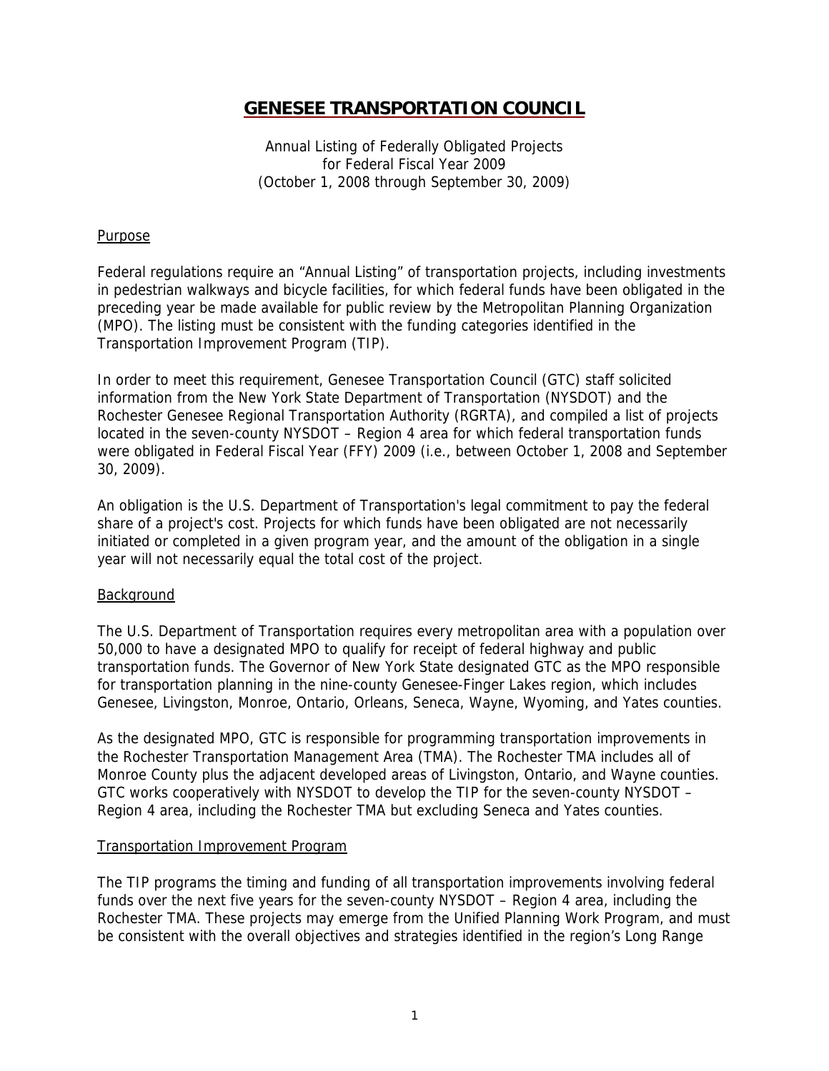# GENESEE TRANSPORTATION COUNCIL

Annual Listing of Federally Obligated Projects
for Federal Fiscal Year 2009
(October 1, 2008 through September 30, 2009)

## Purpose

Federal regulations require an "Annual Listing" of transportation projects, including investments in pedestrian walkways and bicycle facilities, for which federal funds have been obligated in the preceding year be made available for public review by the Metropolitan Planning Organization (MPO). The listing must be consistent with the funding categories identified in the Transportation Improvement Program (TIP).

In order to meet this requirement, Genesee Transportation Council (GTC) staff solicited information from the New York State Department of Transportation (NYSDOT) and the Rochester Genesee Regional Transportation Authority (RGRTA), and compiled a list of projects located in the seven-county NYSDOT – Region 4 area for which federal transportation funds were obligated in Federal Fiscal Year (FFY) 2009 (i.e., between October 1, 2008 and September 30, 2009).

An obligation is the U.S. Department of Transportation's legal commitment to pay the federal share of a project's cost. Projects for which funds have been obligated are not necessarily initiated or completed in a given program year, and the amount of the obligation in a single year will not necessarily equal the total cost of the project.

## Background

The U.S. Department of Transportation requires every metropolitan area with a population over 50,000 to have a designated MPO to qualify for receipt of federal highway and public transportation funds. The Governor of New York State designated GTC as the MPO responsible for transportation planning in the nine-county Genesee-Finger Lakes region, which includes Genesee, Livingston, Monroe, Ontario, Orleans, Seneca, Wayne, Wyoming, and Yates counties.

As the designated MPO, GTC is responsible for programming transportation improvements in the Rochester Transportation Management Area (TMA). The Rochester TMA includes all of Monroe County plus the adjacent developed areas of Livingston, Ontario, and Wayne counties. GTC works cooperatively with NYSDOT to develop the TIP for the seven-county NYSDOT – Region 4 area, including the Rochester TMA but excluding Seneca and Yates counties.

## Transportation Improvement Program

The TIP programs the timing and funding of all transportation improvements involving federal funds over the next five years for the seven-county NYSDOT – Region 4 area, including the Rochester TMA. These projects may emerge from the Unified Planning Work Program, and must be consistent with the overall objectives and strategies identified in the region's Long Range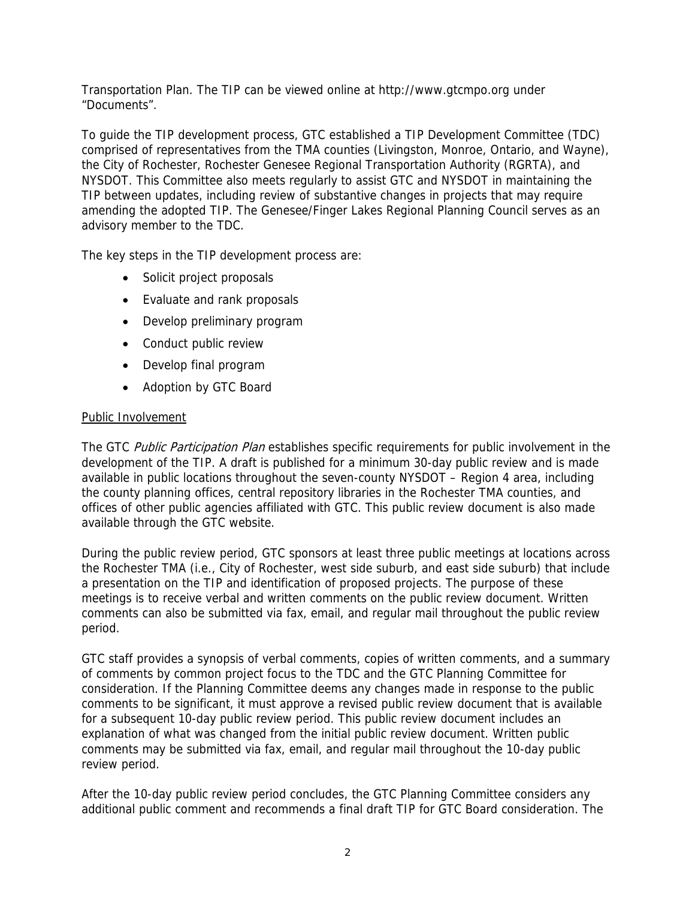Transportation Plan. The TIP can be viewed online at http://www.gtcmpo.org under "Documents".

To guide the TIP development process, GTC established a TIP Development Committee (TDC) comprised of representatives from the TMA counties (Livingston, Monroe, Ontario, and Wayne), the City of Rochester, Rochester Genesee Regional Transportation Authority (RGRTA), and NYSDOT. This Committee also meets regularly to assist GTC and NYSDOT in maintaining the TIP between updates, including review of substantive changes in projects that may require amending the adopted TIP. The Genesee/Finger Lakes Regional Planning Council serves as an advisory member to the TDC.

The key steps in the TIP development process are:

- Solicit project proposals
- Evaluate and rank proposals
- Develop preliminary program
- Conduct public review
- Develop final program
- Adoption by GTC Board

<u>Public Involvement</u>

The GTC *Public Participation Plan* establishes specific requirements for public involvement in the development of the TIP. A draft is published for a minimum 30-day public review and is made available in public locations throughout the seven-county NYSDOT – Region 4 area, including the county planning offices, central repository libraries in the Rochester TMA counties, and offices of other public agencies affiliated with GTC. This public review document is also made available through the GTC website.

During the public review period, GTC sponsors at least three public meetings at locations across the Rochester TMA (i.e., City of Rochester, west side suburb, and east side suburb) that include a presentation on the TIP and identification of proposed projects. The purpose of these meetings is to receive verbal and written comments on the public review document. Written comments can also be submitted via fax, email, and regular mail throughout the public review period.

GTC staff provides a synopsis of verbal comments, copies of written comments, and a summary of comments by common project focus to the TDC and the GTC Planning Committee for consideration. If the Planning Committee deems any changes made in response to the public comments to be significant, it must approve a revised public review document that is available for a subsequent 10-day public review period. This public review document includes an explanation of what was changed from the initial public review document. Written public comments may be submitted via fax, email, and regular mail throughout the 10-day public review period.

After the 10-day public review period concludes, the GTC Planning Committee considers any additional public comment and recommends a final draft TIP for GTC Board consideration. The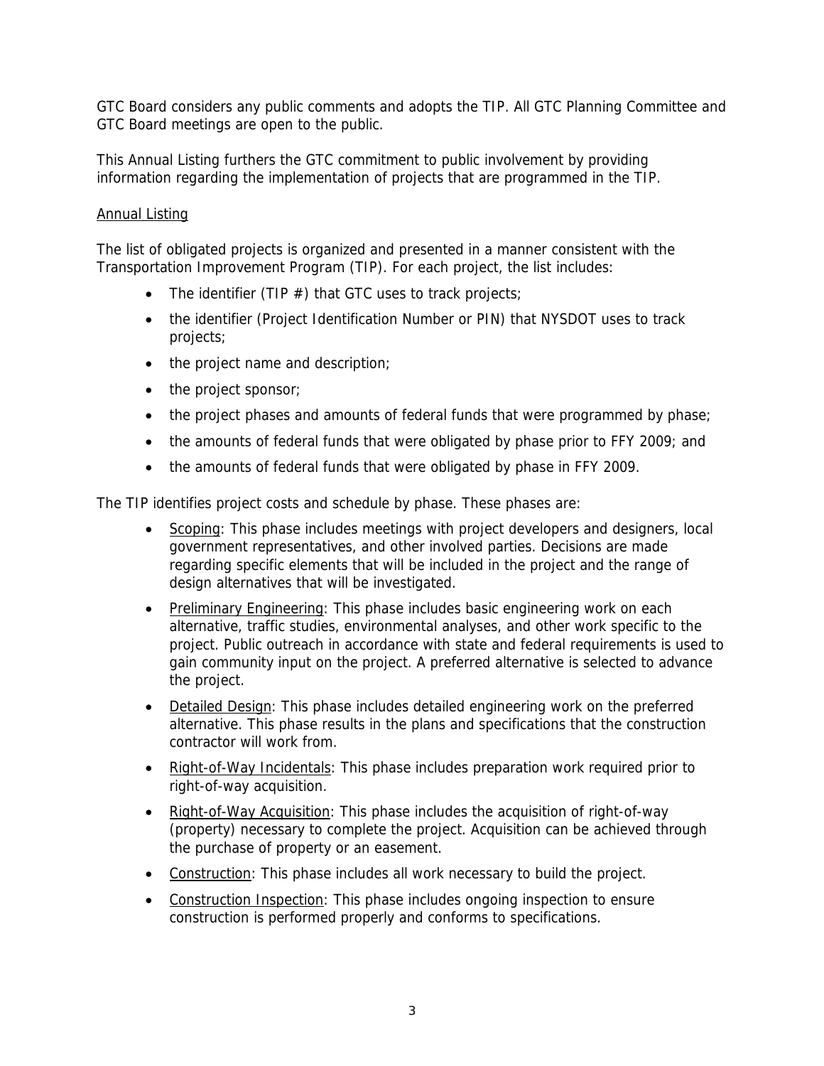GTC Board considers any public comments and adopts the TIP. All GTC Planning Committee and GTC Board meetings are open to the public.

This Annual Listing furthers the GTC commitment to public involvement by providing information regarding the implementation of projects that are programmed in the TIP.

## Annual Listing

The list of obligated projects is organized and presented in a manner consistent with the Transportation Improvement Program (TIP). For each project, the list includes:

- The identifier (TIP #) that GTC uses to track projects;
- the identifier (Project Identification Number or PIN) that NYSDOT uses to track projects;
- the project name and description;
- the project sponsor;
- the project phases and amounts of federal funds that were programmed by phase;
- the amounts of federal funds that were obligated by phase prior to FFY 2009; and
- the amounts of federal funds that were obligated by phase in FFY 2009.

The TIP identifies project costs and schedule by phase. These phases are:

- Scoping: This phase includes meetings with project developers and designers, local government representatives, and other involved parties. Decisions are made regarding specific elements that will be included in the project and the range of design alternatives that will be investigated.
- Preliminary Engineering: This phase includes basic engineering work on each alternative, traffic studies, environmental analyses, and other work specific to the project. Public outreach in accordance with state and federal requirements is used to gain community input on the project. A preferred alternative is selected to advance the project.
- Detailed Design: This phase includes detailed engineering work on the preferred alternative. This phase results in the plans and specifications that the construction contractor will work from.
- Right-of-Way Incidentals: This phase includes preparation work required prior to right-of-way acquisition.
- Right-of-Way Acquisition: This phase includes the acquisition of right-of-way (property) necessary to complete the project. Acquisition can be achieved through the purchase of property or an easement.
- Construction: This phase includes all work necessary to build the project.
- Construction Inspection: This phase includes ongoing inspection to ensure construction is performed properly and conforms to specifications.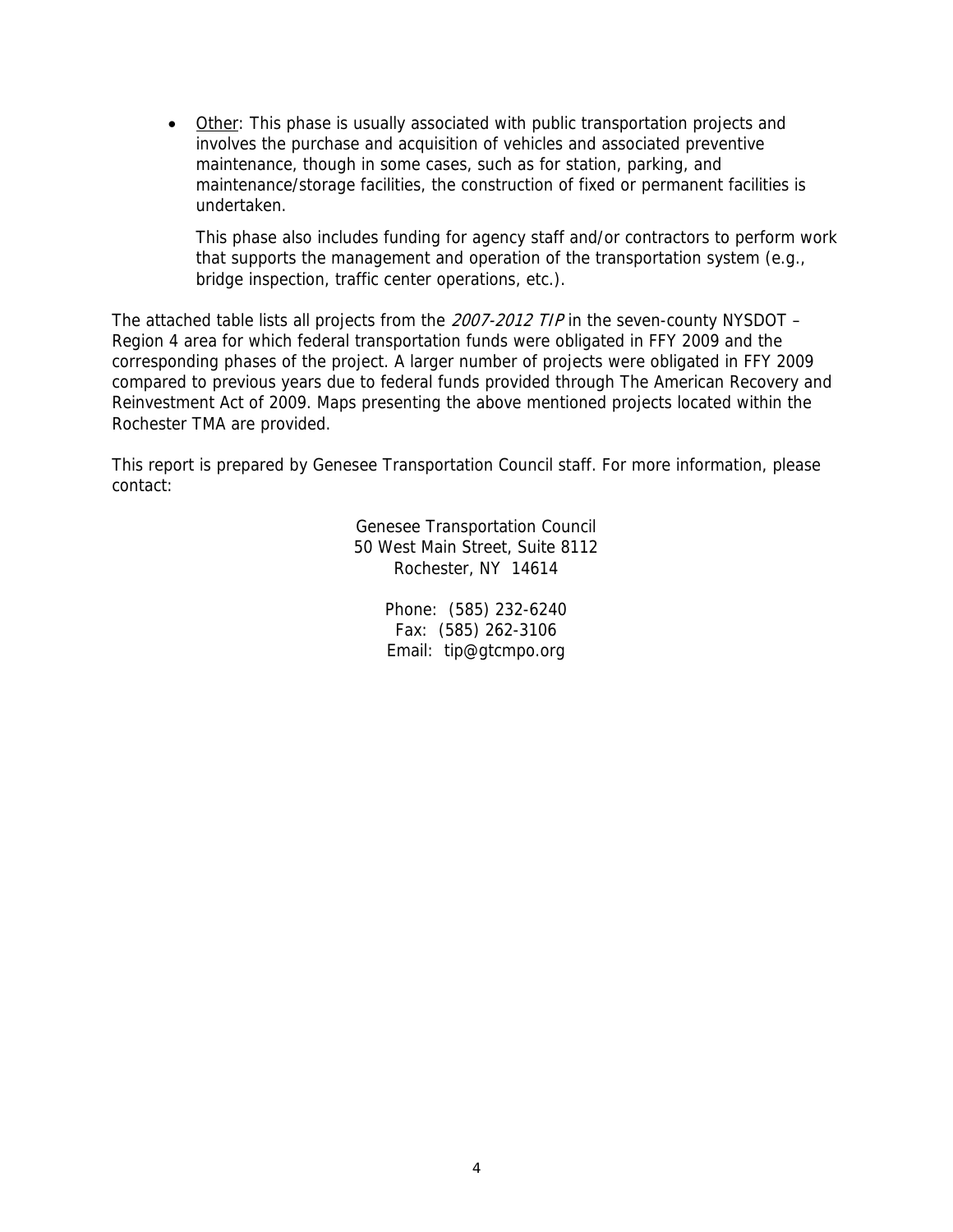- Other: This phase is usually associated with public transportation projects and involves the purchase and acquisition of vehicles and associated preventive maintenance, though in some cases, such as for station, parking, and maintenance/storage facilities, the construction of fixed or permanent facilities is undertaken.

  This phase also includes funding for agency staff and/or contractors to perform work that supports the management and operation of the transportation system (e.g., bridge inspection, traffic center operations, etc.).

The attached table lists all projects from the *2007-2012 TIP* in the seven-county NYSDOT – Region 4 area for which federal transportation funds were obligated in FFY 2009 and the corresponding phases of the project. A larger number of projects were obligated in FFY 2009 compared to previous years due to federal funds provided through The American Recovery and Reinvestment Act of 2009. Maps presenting the above mentioned projects located within the Rochester TMA are provided.

This report is prepared by Genesee Transportation Council staff. For more information, please contact:

Genesee Transportation Council
50 West Main Street, Suite 8112
Rochester, NY 14614

Phone: (585) 232-6240
Fax: (585) 262-3106
Email: tip@gtcmpo.org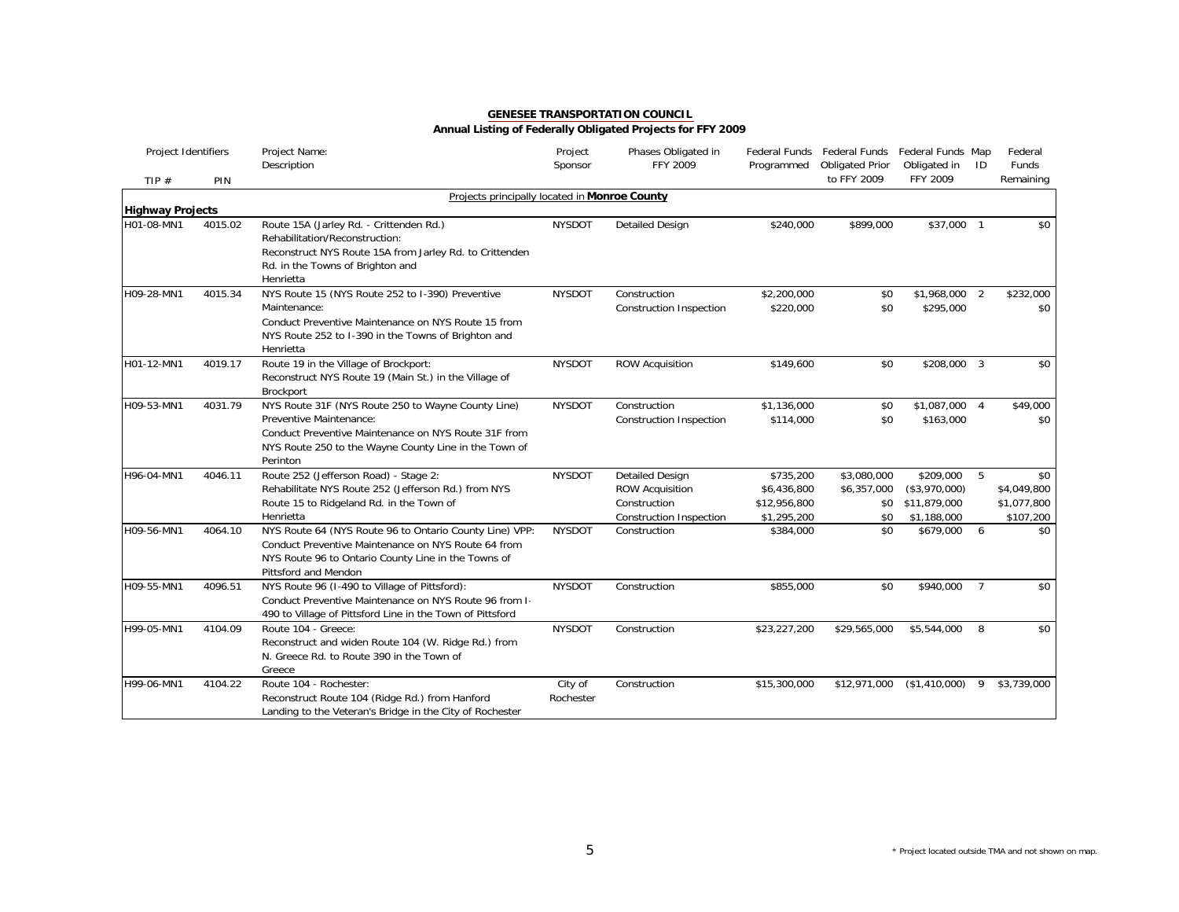**GENESEE TRANSPORTATION COUNCIL**

**Annual Listing of Federally Obligated Projects for FFY 2009**

| Project Identifiers TIP # | PIN | Project Name: Description | Project Sponsor | Phases Obligated in FFY 2009 | Federal Funds Programmed | Federal Funds Obligated Prior to FFY 2009 | Federal Funds Obligated in FFY 2009 | Map ID | Federal Funds Remaining |
|---|---|---|---|---|---|---|---|---|---|
| | | Projects principally located in **Monroe County** | | | | | | | |
| **Highway Projects** | | | | | | | | | |
| H01-08-MN1 | 4015.02 | Route 15A (Jarley Rd. - Crittenden Rd.) Rehabilitation/Reconstruction: Reconstruct NYS Route 15A from Jarley Rd. to Crittenden Rd. in the Towns of Brighton and Henrietta | NYSDOT | Detailed Design | $240,000 | $899,000 | $37,000 | 1 | $0 |
| H09-28-MN1 | 4015.34 | NYS Route 15 (NYS Route 252 to I-390) Preventive Maintenance: Conduct Preventive Maintenance on NYS Route 15 from NYS Route 252 to I-390 in the Towns of Brighton and Henrietta | NYSDOT | Construction | $2,200,000 | $0 | $1,968,000 | 2 | $232,000 |
| | | | | Construction Inspection | $220,000 | $0 | $295,000 | | $0 |
| H01-12-MN1 | 4019.17 | Route 19 in the Village of Brockport: Reconstruct NYS Route 19 (Main St.) in the Village of Brockport | NYSDOT | ROW Acquisition | $149,600 | $0 | $208,000 | 3 | $0 |
| H09-53-MN1 | 4031.79 | NYS Route 31F (NYS Route 250 to Wayne County Line) Preventive Maintenance: Conduct Preventive Maintenance on NYS Route 31F from NYS Route 250 to the Wayne County Line in the Town of Perinton | NYSDOT | Construction | $1,136,000 | $0 | $1,087,000 | 4 | $49,000 |
| | | | | Construction Inspection | $114,000 | $0 | $163,000 | | $0 |
| H96-04-MN1 | 4046.11 | Route 252 (Jefferson Road) - Stage 2: Rehabilitate NYS Route 252 (Jefferson Rd.) from NYS Route 15 to Ridgeland Rd. in the Town of Henrietta | NYSDOT | Detailed Design | $735,200 | $3,080,000 | $209,000 | 5 | $0 |
| | | | | ROW Acquisition | $6,436,800 | $6,357,000 | ($3,970,000) | | $4,049,800 |
| | | | | Construction | $12,956,800 | $0 | $11,879,000 | | $1,077,800 |
| | | | | Construction Inspection | $1,295,200 | $0 | $1,188,000 | | $107,200 |
| H09-56-MN1 | 4064.10 | NYS Route 64 (NYS Route 96 to Ontario County Line) VPP: Conduct Preventive Maintenance on NYS Route 64 from NYS Route 96 to Ontario County Line in the Towns of Pittsford and Mendon | NYSDOT | Construction | $384,000 | $0 | $679,000 | 6 | $0 |
| H09-55-MN1 | 4096.51 | NYS Route 96 (I-490 to Village of Pittsford): Conduct Preventive Maintenance on NYS Route 96 from I-490 to Village of Pittsford Line in the Town of Pittsford | NYSDOT | Construction | $855,000 | $0 | $940,000 | 7 | $0 |
| H99-05-MN1 | 4104.09 | Route 104 - Greece: Reconstruct and widen Route 104 (W. Ridge Rd.) from N. Greece Rd. to Route 390 in the Town of Greece | NYSDOT | Construction | $23,227,200 | $29,565,000 | $5,544,000 | 8 | $0 |
| H99-06-MN1 | 4104.22 | Route 104 - Rochester: Reconstruct Route 104 (Ridge Rd.) from Hanford Landing to the Veteran's Bridge in the City of Rochester | City of Rochester | Construction | $15,300,000 | $12,971,000 | ($1,410,000) | 9 | $3,739,000 |

\* Project located outside TMA and not shown on map.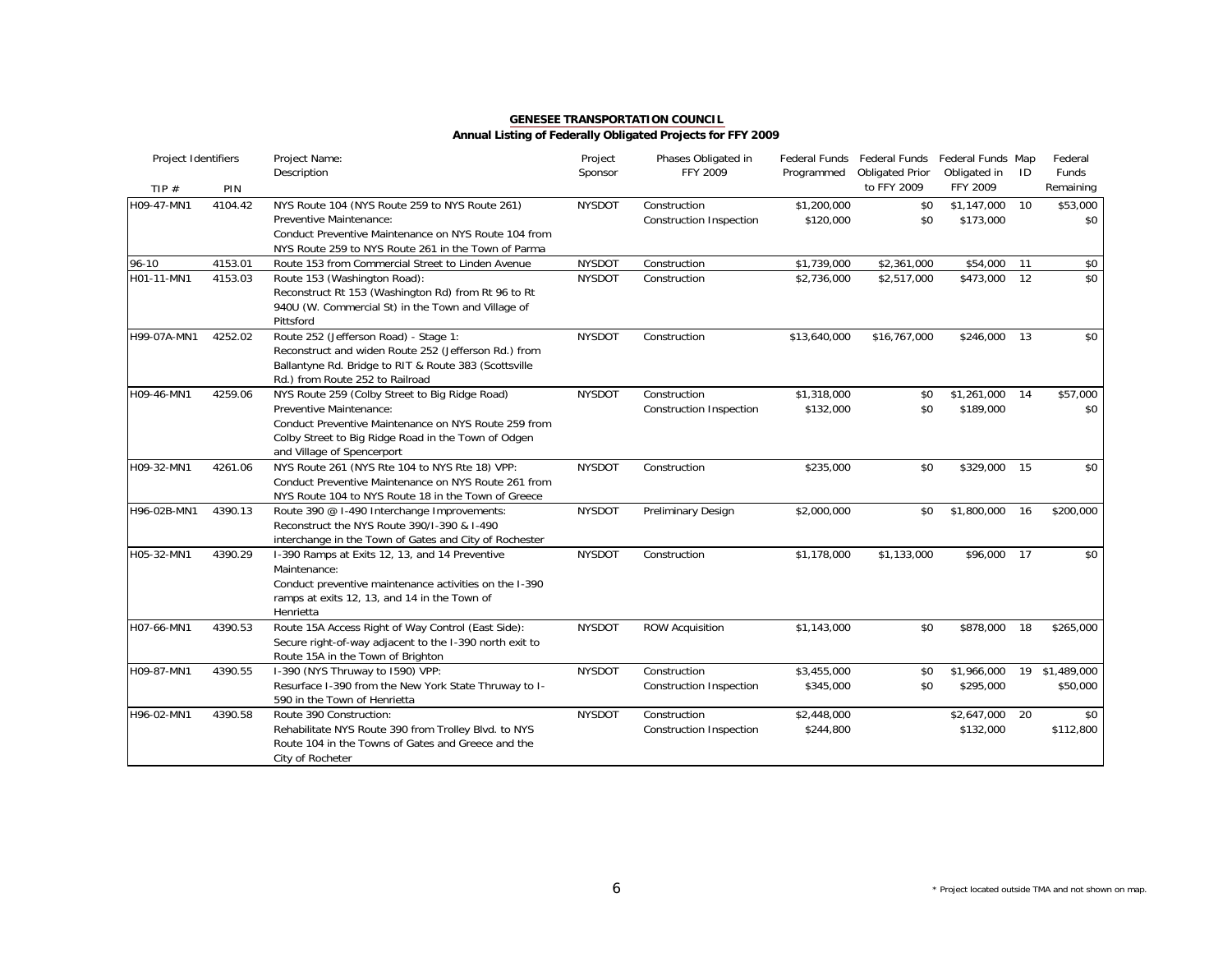**GENESEE TRANSPORTATION COUNCIL**

**Annual Listing of Federally Obligated Projects for FFY 2009**

| Project Identifiers | | Project Name: Description | Project Sponsor | Phases Obligated in FFY 2009 | Federal Funds Programmed | Federal Funds Obligated Prior to FFY 2009 | Federal Funds Obligated in FFY 2009 | Map ID | Federal Funds Remaining |
|---|---|---|---|---|---|---|---|---|---|
| TIP # | PIN | | | | | | | | |
| H09-47-MN1 | 4104.42 | NYS Route 104 (NYS Route 259 to NYS Route 261) Preventive Maintenance: Conduct Preventive Maintenance on NYS Route 104 from NYS Route 259 to NYS Route 261 in the Town of Parma | NYSDOT | Construction | $1,200,000 | $0 | $1,147,000 | 10 | $53,000 |
| | | | | Construction Inspection | $120,000 | $0 | $173,000 | | $0 |
| 96-10 | 4153.01 | Route 153 from Commercial Street to Linden Avenue | NYSDOT | Construction | $1,739,000 | $2,361,000 | $54,000 | 11 | $0 |
| H01-11-MN1 | 4153.03 | Route 153 (Washington Road): Reconstruct Rt 153 (Washington Rd) from Rt 96 to Rt 940U (W. Commercial St) in the Town and Village of Pittsford | NYSDOT | Construction | $2,736,000 | $2,517,000 | $473,000 | 12 | $0 |
| H99-07A-MN1 | 4252.02 | Route 252 (Jefferson Road) - Stage 1: Reconstruct and widen Route 252 (Jefferson Rd.) from Ballantyne Rd. Bridge to RIT & Route 383 (Scottsville Rd.) from Route 252 to Railroad | NYSDOT | Construction | $13,640,000 | $16,767,000 | $246,000 | 13 | $0 |
| H09-46-MN1 | 4259.06 | NYS Route 259 (Colby Street to Big Ridge Road) Preventive Maintenance: Conduct Preventive Maintenance on NYS Route 259 from Colby Street to Big Ridge Road in the Town of Odgen and Village of Spencerport | NYSDOT | Construction | $1,318,000 | $0 | $1,261,000 | 14 | $57,000 |
| | | | | Construction Inspection | $132,000 | $0 | $189,000 | | $0 |
| H09-32-MN1 | 4261.06 | NYS Route 261 (NYS Rte 104 to NYS Rte 18) VPP: Conduct Preventive Maintenance on NYS Route 261 from NYS Route 104 to NYS Route 18 in the Town of Greece | NYSDOT | Construction | $235,000 | $0 | $329,000 | 15 | $0 |
| H96-02B-MN1 | 4390.13 | Route 390 @ I-490 Interchange Improvements: Reconstruct the NYS Route 390/I-390 & I-490 interchange in the Town of Gates and City of Rochester | NYSDOT | Preliminary Design | $2,000,000 | $0 | $1,800,000 | 16 | $200,000 |
| H05-32-MN1 | 4390.29 | I-390 Ramps at Exits 12, 13, and 14 Preventive Maintenance: Conduct preventive maintenance activities on the I-390 ramps at exits 12, 13, and 14 in the Town of Henrietta | NYSDOT | Construction | $1,178,000 | $1,133,000 | $96,000 | 17 | $0 |
| H07-66-MN1 | 4390.53 | Route 15A Access Right of Way Control (East Side): Secure right-of-way adjacent to the I-390 north exit to Route 15A in the Town of Brighton | NYSDOT | ROW Acquisition | $1,143,000 | $0 | $878,000 | 18 | $265,000 |
| H09-87-MN1 | 4390.55 | I-390 (NYS Thruway to I590) VPP: Resurface I-390 from the New York State Thruway to I-590 in the Town of Henrietta | NYSDOT | Construction | $3,455,000 | $0 | $1,966,000 | 19 | $1,489,000 |
| | | | | Construction Inspection | $345,000 | $0 | $295,000 | | $50,000 |
| H96-02-MN1 | 4390.58 | Route 390 Construction: Rehabilitate NYS Route 390 from Trolley Blvd. to NYS Route 104 in the Towns of Gates and Greece and the City of Rocheter | NYSDOT | Construction | $2,448,000 | | $2,647,000 | 20 | $0 |
| | | | | Construction Inspection | $244,800 | | $132,000 | | $112,800 |

\* Project located outside TMA and not shown on map.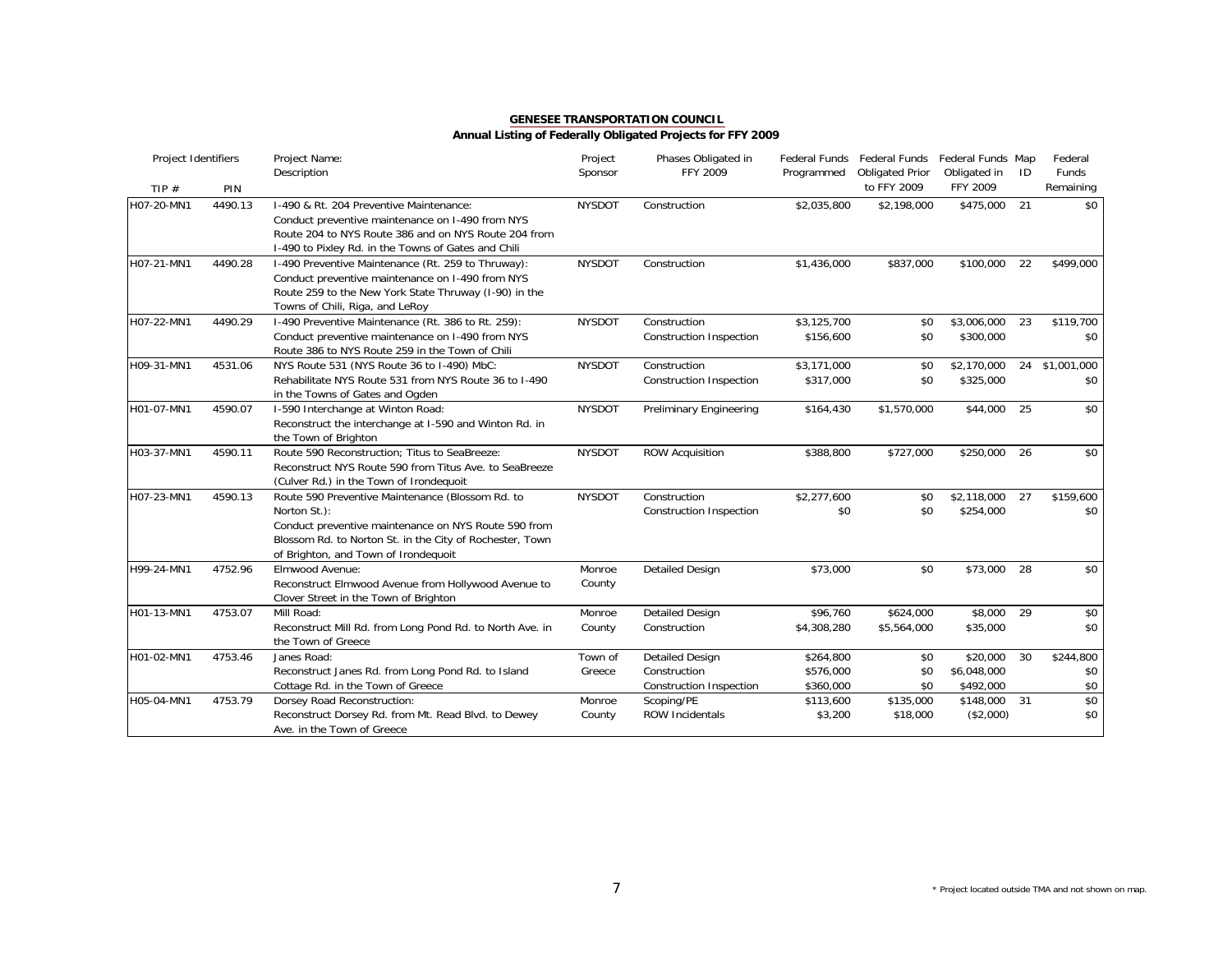**GENESEE TRANSPORTATION COUNCIL**

**Annual Listing of Federally Obligated Projects for FFY 2009**

| Project Identifiers | | Project Name: Description | Project Sponsor | Phases Obligated in FFY 2009 | Federal Funds Programmed | Federal Funds Obligated Prior to FFY 2009 | Federal Funds Obligated in FFY 2009 | Map ID | Federal Funds Remaining |
|---|---|---|---|---|---|---|---|---|---|
| TIP # | PIN | | | | | | | | |
| H07-20-MN1 | 4490.13 | I-490 & Rt. 204 Preventive Maintenance: Conduct preventive maintenance on I-490 from NYS Route 204 to NYS Route 386 and on NYS Route 204 from I-490 to Pixley Rd. in the Towns of Gates and Chili | NYSDOT | Construction | $2,035,800 | $2,198,000 | $475,000 | 21 | $0 |
| H07-21-MN1 | 4490.28 | I-490 Preventive Maintenance (Rt. 259 to Thruway): Conduct preventive maintenance on I-490 from NYS Route 259 to the New York State Thruway (I-90) in the Towns of Chili, Riga, and LeRoy | NYSDOT | Construction | $1,436,000 | $837,000 | $100,000 | 22 | $499,000 |
| H07-22-MN1 | 4490.29 | I-490 Preventive Maintenance (Rt. 386 to Rt. 259): Conduct preventive maintenance on I-490 from NYS Route 386 to NYS Route 259 in the Town of Chili | NYSDOT | Construction<br>Construction Inspection | $3,125,700<br>$156,600 | $0<br>$0 | $3,006,000<br>$300,000 | 23 | $119,700<br>$0 |
| H09-31-MN1 | 4531.06 | NYS Route 531 (NYS Route 36 to I-490) MbC: Rehabilitate NYS Route 531 from NYS Route 36 to I-490 in the Towns of Gates and Ogden | NYSDOT | Construction<br>Construction Inspection | $3,171,000<br>$317,000 | $0<br>$0 | $2,170,000<br>$325,000 | 24 | $1,001,000<br>$0 |
| H01-07-MN1 | 4590.07 | I-590 Interchange at Winton Road: Reconstruct the interchange at I-590 and Winton Rd. in the Town of Brighton | NYSDOT | Preliminary Engineering | $164,430 | $1,570,000 | $44,000 | 25 | $0 |
| H03-37-MN1 | 4590.11 | Route 590 Reconstruction; Titus to SeaBreeze: Reconstruct NYS Route 590 from Titus Ave. to SeaBreeze (Culver Rd.) in the Town of Irondequoit | NYSDOT | ROW Acquisition | $388,800 | $727,000 | $250,000 | 26 | $0 |
| H07-23-MN1 | 4590.13 | Route 590 Preventive Maintenance (Blossom Rd. to Norton St.): Conduct preventive maintenance on NYS Route 590 from Blossom Rd. to Norton St. in the City of Rochester, Town of Brighton, and Town of Irondequoit | NYSDOT | Construction<br>Construction Inspection | $2,277,600<br>$0 | $0<br>$0 | $2,118,000<br>$254,000 | 27 | $159,600<br>$0 |
| H99-24-MN1 | 4752.96 | Elmwood Avenue: Reconstruct Elmwood Avenue from Hollywood Avenue to Clover Street in the Town of Brighton | Monroe County | Detailed Design | $73,000 | $0 | $73,000 | 28 | $0 |
| H01-13-MN1 | 4753.07 | Mill Road: Reconstruct Mill Rd. from Long Pond Rd. to North Ave. in the Town of Greece | Monroe County | Detailed Design<br>Construction | $96,760<br>$4,308,280 | $624,000<br>$5,564,000 | $8,000<br>$35,000 | 29 | $0<br>$0 |
| H01-02-MN1 | 4753.46 | Janes Road: Reconstruct Janes Rd. from Long Pond Rd. to Island Cottage Rd. in the Town of Greece | Town of Greece | Detailed Design<br>Construction<br>Construction Inspection | $264,800<br>$576,000<br>$360,000 | $0<br>$0<br>$0 | $20,000<br>$6,048,000<br>$492,000 | 30 | $244,800<br>$0<br>$0 |
| H05-04-MN1 | 4753.79 | Dorsey Road Reconstruction: Reconstruct Dorsey Rd. from Mt. Read Blvd. to Dewey Ave. in the Town of Greece | Monroe County | Scoping/PE<br>ROW Incidentals | $113,600<br>$3,200 | $135,000<br>$18,000 | $148,000<br>($2,000) | 31 | $0<br>$0 |

\* Project located outside TMA and not shown on map.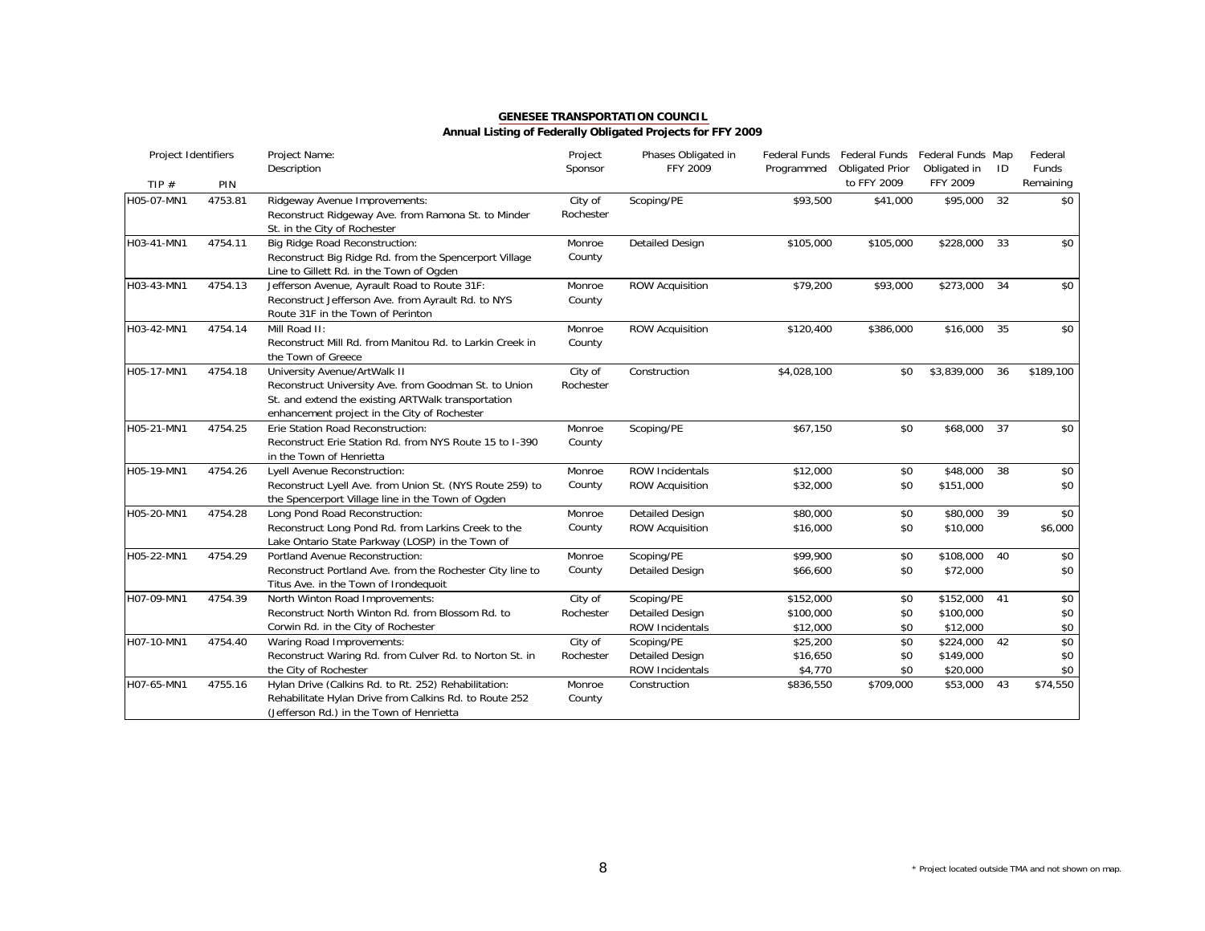**GENESEE TRANSPORTATION COUNCIL**
**Annual Listing of Federally Obligated Projects for FFY 2009**

| Project Identifiers | | Project Name: Description | Project Sponsor | Phases Obligated in FFY 2009 | Federal Funds Programmed | Federal Funds Obligated Prior to FFY 2009 | Federal Funds Obligated in FFY 2009 | Map ID | Federal Funds Remaining |
|---|---|---|---|---|---|---|---|---|---|
| TIP # | PIN | | | | | | | | |
| H05-07-MN1 | 4753.81 | Ridgeway Avenue Improvements: Reconstruct Ridgeway Ave. from Ramona St. to Minder St. in the City of Rochester | City of Rochester | Scoping/PE | $93,500 | $41,000 | $95,000 | 32 | $0 |
| H03-41-MN1 | 4754.11 | Big Ridge Road Reconstruction: Reconstruct Big Ridge Rd. from the Spencerport Village Line to Gillett Rd. in the Town of Ogden | Monroe County | Detailed Design | $105,000 | $105,000 | $228,000 | 33 | $0 |
| H03-43-MN1 | 4754.13 | Jefferson Avenue, Ayrault Road to Route 31F: Reconstruct Jefferson Ave. from Ayrault Rd. to NYS Route 31F in the Town of Perinton | Monroe County | ROW Acquisition | $79,200 | $93,000 | $273,000 | 34 | $0 |
| H03-42-MN1 | 4754.14 | Mill Road II: Reconstruct Mill Rd. from Manitou Rd. to Larkin Creek in the Town of Greece | Monroe County | ROW Acquisition | $120,400 | $386,000 | $16,000 | 35 | $0 |
| H05-17-MN1 | 4754.18 | University Avenue/ArtWalk II Reconstruct University Ave. from Goodman St. to Union St. and extend the existing ARTWalk transportation enhancement project in the City of Rochester | City of Rochester | Construction | $4,028,100 | $0 | $3,839,000 | 36 | $189,100 |
| H05-21-MN1 | 4754.25 | Erie Station Road Reconstruction: Reconstruct Erie Station Rd. from NYS Route 15 to I-390 in the Town of Henrietta | Monroe County | Scoping/PE | $67,150 | $0 | $68,000 | 37 | $0 |
| H05-19-MN1 | 4754.26 | Lyell Avenue Reconstruction: Reconstruct Lyell Ave. from Union St. (NYS Route 259) to the Spencerport Village line in the Town of Ogden | Monroe County | ROW Incidentals | $12,000 | $0 | $48,000 | 38 | $0 |
| | | | | ROW Acquisition | $32,000 | $0 | $151,000 | | $0 |
| H05-20-MN1 | 4754.28 | Long Pond Road Reconstruction: Reconstruct Long Pond Rd. from Larkins Creek to the Lake Ontario State Parkway (LOSP) in the Town of | Monroe County | Detailed Design | $80,000 | $0 | $80,000 | 39 | $0 |
| | | | | ROW Acquisition | $16,000 | $0 | $10,000 | | $6,000 |
| H05-22-MN1 | 4754.29 | Portland Avenue Reconstruction: Reconstruct Portland Ave. from the Rochester City line to Titus Ave. in the Town of Irondequoit | Monroe County | Scoping/PE | $99,900 | $0 | $108,000 | 40 | $0 |
| | | | | Detailed Design | $66,600 | $0 | $72,000 | | $0 |
| H07-09-MN1 | 4754.39 | North Winton Road Improvements: Reconstruct North Winton Rd. from Blossom Rd. to Corwin Rd. in the City of Rochester | City of Rochester | Scoping/PE | $152,000 | $0 | $152,000 | 41 | $0 |
| | | | | Detailed Design | $100,000 | $0 | $100,000 | | $0 |
| | | | | ROW Incidentals | $12,000 | $0 | $12,000 | | $0 |
| H07-10-MN1 | 4754.40 | Waring Road Improvements: Reconstruct Waring Rd. from Culver Rd. to Norton St. in the City of Rochester | City of Rochester | Scoping/PE | $25,200 | $0 | $224,000 | 42 | $0 |
| | | | | Detailed Design | $16,650 | $0 | $149,000 | | $0 |
| | | | | ROW Incidentals | $4,770 | $0 | $20,000 | | $0 |
| H07-65-MN1 | 4755.16 | Hylan Drive (Calkins Rd. to Rt. 252) Rehabilitation: Rehabilitate Hylan Drive from Calkins Rd. to Route 252 (Jefferson Rd.) in the Town of Henrietta | Monroe County | Construction | $836,550 | $709,000 | $53,000 | 43 | $74,550 |

\* Project located outside TMA and not shown on map.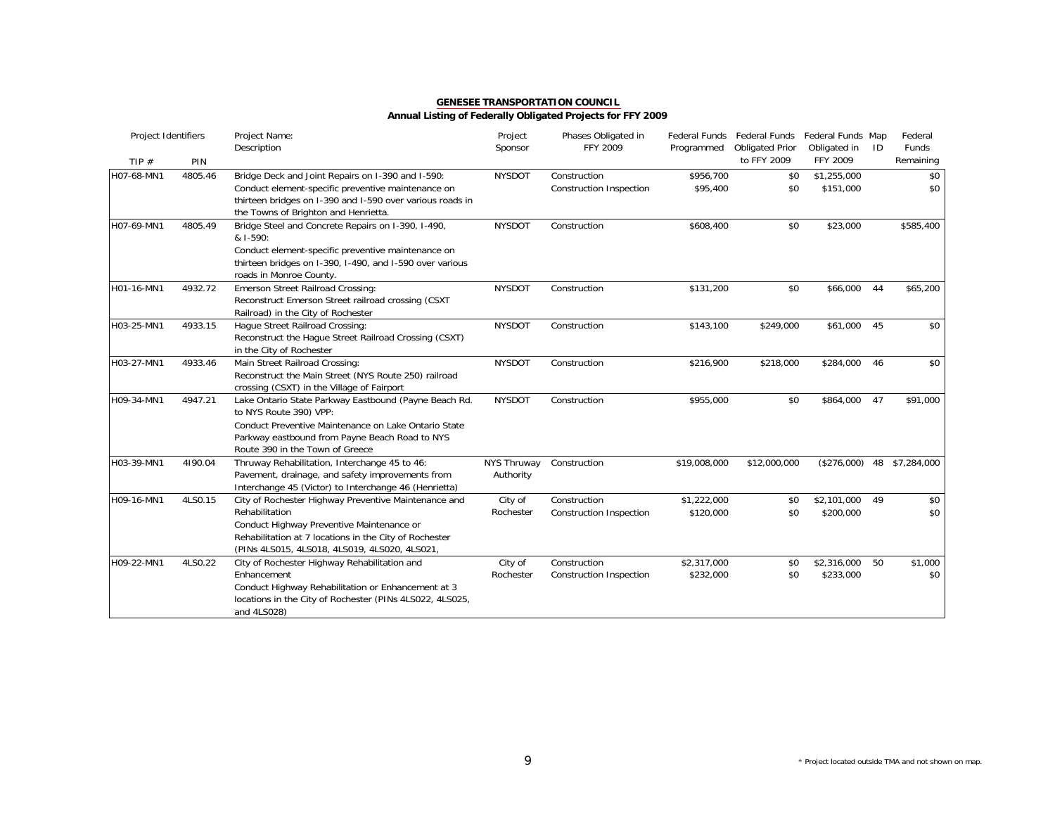## GENESEE TRANSPORTATION COUNCIL

### Annual Listing of Federally Obligated Projects for FFY 2009

| Project Identifiers TIP # | PIN | Project Name: Description | Project Sponsor | Phases Obligated in FFY 2009 | Federal Funds Programmed | Federal Funds Obligated Prior to FFY 2009 | Federal Funds Obligated in FFY 2009 | Map ID | Federal Funds Remaining |
|---|---|---|---|---|---|---|---|---|---|
| H07-68-MN1 | 4805.46 | Bridge Deck and Joint Repairs on I-390 and I-590: Conduct element-specific preventive maintenance on thirteen bridges on I-390 and I-590 over various roads in the Towns of Brighton and Henrietta. | NYSDOT | Construction<br>Construction Inspection | $956,700<br>$95,400 | $0<br>$0 | $1,255,000<br>$151,000 | | $0<br>$0 |
| H07-69-MN1 | 4805.49 | Bridge Steel and Concrete Repairs on I-390, I-490, & I-590: Conduct element-specific preventive maintenance on thirteen bridges on I-390, I-490, and I-590 over various roads in Monroe County. | NYSDOT | Construction | $608,400 | $0 | $23,000 | | $585,400 |
| H01-16-MN1 | 4932.72 | Emerson Street Railroad Crossing: Reconstruct Emerson Street railroad crossing (CSXT Railroad) in the City of Rochester | NYSDOT | Construction | $131,200 | $0 | $66,000 | 44 | $65,200 |
| H03-25-MN1 | 4933.15 | Hague Street Railroad Crossing: Reconstruct the Hague Street Railroad Crossing (CSXT) in the City of Rochester | NYSDOT | Construction | $143,100 | $249,000 | $61,000 | 45 | $0 |
| H03-27-MN1 | 4933.46 | Main Street Railroad Crossing: Reconstruct the Main Street (NYS Route 250) railroad crossing (CSXT) in the Village of Fairport | NYSDOT | Construction | $216,900 | $218,000 | $284,000 | 46 | $0 |
| H09-34-MN1 | 4947.21 | Lake Ontario State Parkway Eastbound (Payne Beach Rd. to NYS Route 390) VPP: Conduct Preventive Maintenance on Lake Ontario State Parkway eastbound from Payne Beach Road to NYS Route 390 in the Town of Greece | NYSDOT | Construction | $955,000 | $0 | $864,000 | 47 | $91,000 |
| H03-39-MN1 | 4I90.04 | Thruway Rehabilitation, Interchange 45 to 46: Pavement, drainage, and safety improvements from Interchange 45 (Victor) to Interchange 46 (Henrietta) | NYS Thruway Authority | Construction | $19,008,000 | $12,000,000 | ($276,000) | 48 | $7,284,000 |
| H09-16-MN1 | 4LS0.15 | City of Rochester Highway Preventive Maintenance and Rehabilitation Conduct Highway Preventive Maintenance or Rehabilitation at 7 locations in the City of Rochester (PINs 4LS015, 4LS018, 4LS019, 4LS020, 4LS021, | City of Rochester | Construction<br>Construction Inspection | $1,222,000<br>$120,000 | $0<br>$0 | $2,101,000<br>$200,000 | 49 | $0<br>$0 |
| H09-22-MN1 | 4LS0.22 | City of Rochester Highway Rehabilitation and Enhancement Conduct Highway Rehabilitation or Enhancement at 3 locations in the City of Rochester (PINs 4LS022, 4LS025, and 4LS028) | City of Rochester | Construction<br>Construction Inspection | $2,317,000<br>$232,000 | $0<br>$0 | $2,316,000<br>$233,000 | 50 | $1,000<br>$0 |

\* Project located outside TMA and not shown on map.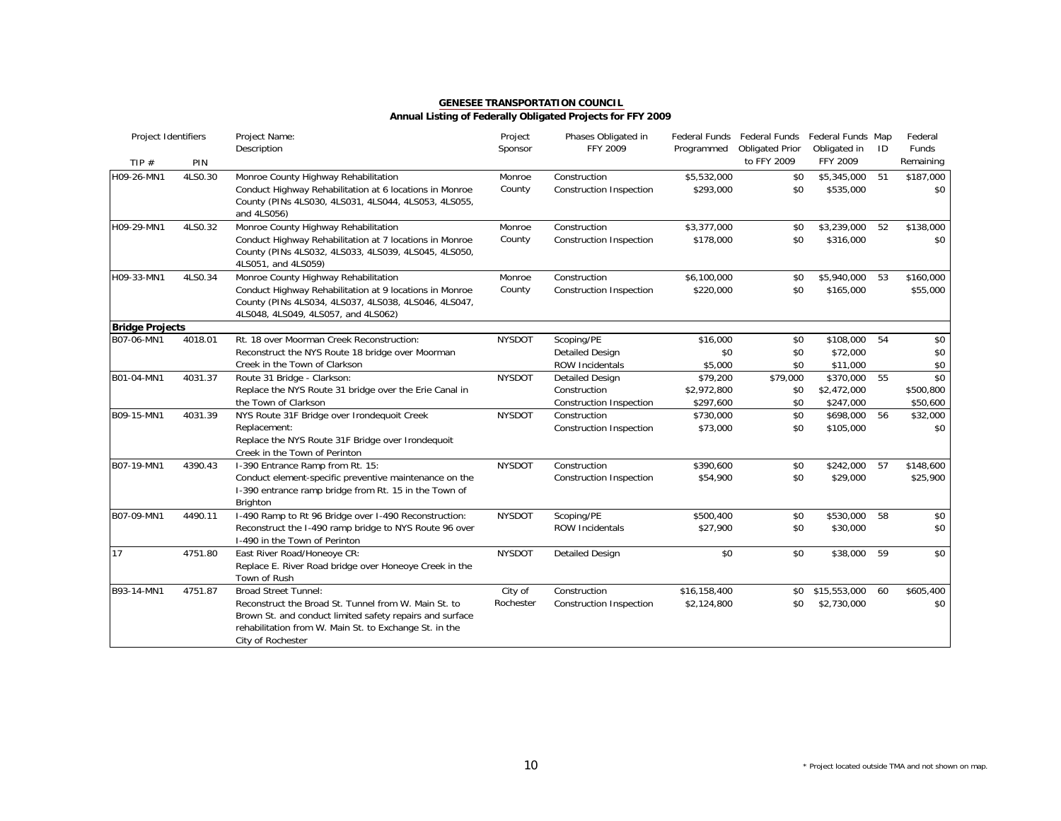**GENESEE TRANSPORTATION COUNCIL**

**Annual Listing of Federally Obligated Projects for FFY 2009**

| Project Identifiers | | Project Name: Description | Project Sponsor | Phases Obligated in FFY 2009 | Federal Funds Programmed | Federal Funds Obligated Prior to FFY 2009 | Federal Funds Obligated in FFY 2009 | Map ID | Federal Funds Remaining |
|---|---|---|---|---|---|---|---|---|---|
| TIP # | PIN | | | | | | | | |
| H09-26-MN1 | 4LS0.30 | Monroe County Highway Rehabilitation<br>Conduct Highway Rehabilitation at 6 locations in Monroe County (PINs 4LS030, 4LS031, 4LS044, 4LS053, 4LS055, and 4LS056) | Monroe County | Construction<br>Construction Inspection | $5,532,000<br>$293,000 | $0<br>$0 | $5,345,000<br>$535,000 | 51 | $187,000<br>$0 |
| H09-29-MN1 | 4LS0.32 | Monroe County Highway Rehabilitation<br>Conduct Highway Rehabilitation at 7 locations in Monroe County (PINs 4LS032, 4LS033, 4LS039, 4LS045, 4LS050, 4LS051, and 4LS059) | Monroe County | Construction<br>Construction Inspection | $3,377,000<br>$178,000 | $0<br>$0 | $3,239,000<br>$316,000 | 52 | $138,000<br>$0 |
| H09-33-MN1 | 4LS0.34 | Monroe County Highway Rehabilitation<br>Conduct Highway Rehabilitation at 9 locations in Monroe County (PINs 4LS034, 4LS037, 4LS038, 4LS046, 4LS047, 4LS048, 4LS049, 4LS057, and 4LS062) | Monroe County | Construction<br>Construction Inspection | $6,100,000<br>$220,000 | $0<br>$0 | $5,940,000<br>$165,000 | 53 | $160,000<br>$55,000 |
| **Bridge Projects** | | | | | | | | | |
| B07-06-MN1 | 4018.01 | Rt. 18 over Moorman Creek Reconstruction:<br>Reconstruct the NYS Route 18 bridge over Moorman Creek in the Town of Clarkson | NYSDOT | Scoping/PE<br>Detailed Design<br>ROW Incidentals | $16,000<br>$0<br>$5,000 | $0<br>$0<br>$0 | $108,000<br>$72,000<br>$11,000 | 54 | $0<br>$0<br>$0 |
| B01-04-MN1 | 4031.37 | Route 31 Bridge - Clarkson:<br>Replace the NYS Route 31 bridge over the Erie Canal in the Town of Clarkson | NYSDOT | Detailed Design<br>Construction<br>Construction Inspection | $79,200<br>$2,972,800<br>$297,600 | $79,000<br>$0<br>$0 | $370,000<br>$2,472,000<br>$247,000 | 55 | $0<br>$500,800<br>$50,600 |
| B09-15-MN1 | 4031.39 | NYS Route 31F Bridge over Irondequoit Creek Replacement:<br>Replace the NYS Route 31F Bridge over Irondequoit Creek in the Town of Perinton | NYSDOT | Construction<br>Construction Inspection | $730,000<br>$73,000 | $0<br>$0 | $698,000<br>$105,000 | 56 | $32,000<br>$0 |
| B07-19-MN1 | 4390.43 | I-390 Entrance Ramp from Rt. 15:<br>Conduct element-specific preventive maintenance on the I-390 entrance ramp bridge from Rt. 15 in the Town of Brighton | NYSDOT | Construction<br>Construction Inspection | $390,600<br>$54,900 | $0<br>$0 | $242,000<br>$29,000 | 57 | $148,600<br>$25,900 |
| B07-09-MN1 | 4490.11 | I-490 Ramp to Rt 96 Bridge over I-490 Reconstruction:<br>Reconstruct the I-490 ramp bridge to NYS Route 96 over I-490 in the Town of Perinton | NYSDOT | Scoping/PE<br>ROW Incidentals | $500,400<br>$27,900 | $0<br>$0 | $530,000<br>$30,000 | 58 | $0<br>$0 |
| 17 | 4751.80 | East River Road/Honeoye CR:<br>Replace E. River Road bridge over Honeoye Creek in the Town of Rush | NYSDOT | Detailed Design | $0 | $0 | $38,000 | 59 | $0 |
| B93-14-MN1 | 4751.87 | Broad Street Tunnel:<br>Reconstruct the Broad St. Tunnel from W. Main St. to Brown St. and conduct limited safety repairs and surface rehabilitation from W. Main St. to Exchange St. in the City of Rochester | City of Rochester | Construction<br>Construction Inspection | $16,158,400<br>$2,124,800 | $0<br>$0 | $15,553,000<br>$2,730,000 | 60 | $605,400<br>$0 |

\* Project located outside TMA and not shown on map.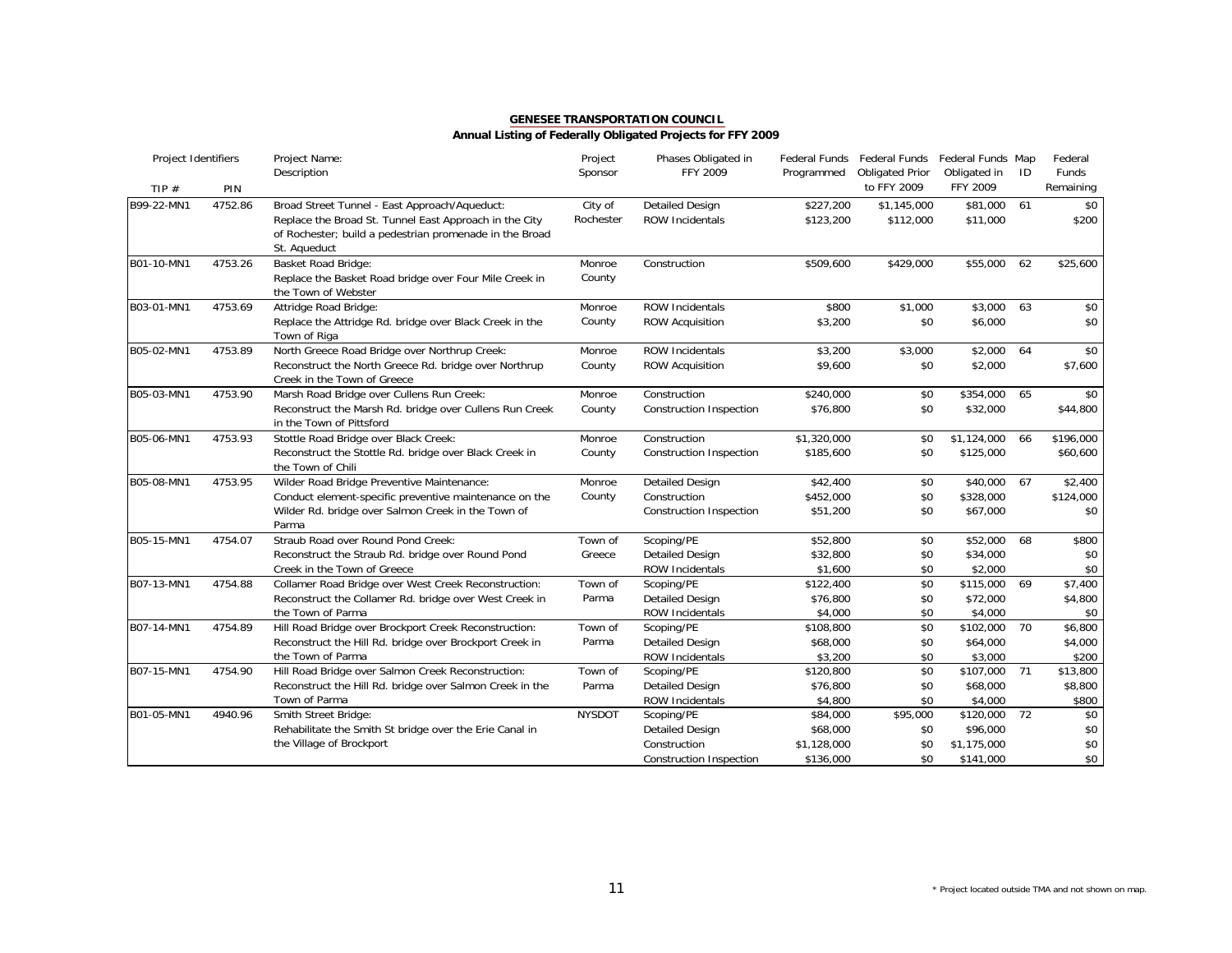**GENESEE TRANSPORTATION COUNCIL**

**Annual Listing of Federally Obligated Projects for FFY 2009**

| Project Identifiers | | Project Name: Description | Project Sponsor | Phases Obligated in FFY 2009 | Federal Funds Programmed | Federal Funds Obligated Prior to FFY 2009 | Federal Funds Obligated in FFY 2009 | Map ID | Federal Funds Remaining |
|---|---|---|---|---|---|---|---|---|---|
| TIP # | PIN | | | | | | | | |
| B99-22-MN1 | 4752.86 | Broad Street Tunnel - East Approach/Aqueduct: Replace the Broad St. Tunnel East Approach in the City of Rochester; build a pedestrian promenade in the Broad St. Aqueduct | City of Rochester | Detailed Design | $227,200 | $1,145,000 | $81,000 | 61 | $0 |
| | | | | ROW Incidentals | $123,200 | $112,000 | $11,000 | | $200 |
| B01-10-MN1 | 4753.26 | Basket Road Bridge: Replace the Basket Road bridge over Four Mile Creek in the Town of Webster | Monroe County | Construction | $509,600 | $429,000 | $55,000 | 62 | $25,600 |
| B03-01-MN1 | 4753.69 | Attridge Road Bridge: Replace the Attridge Rd. bridge over Black Creek in the Town of Riga | Monroe County | ROW Incidentals | $800 | $1,000 | $3,000 | 63 | $0 |
| | | | | ROW Acquisition | $3,200 | $0 | $6,000 | | $0 |
| B05-02-MN1 | 4753.89 | North Greece Road Bridge over Northrup Creek: Reconstruct the North Greece Rd. bridge over Northrup Creek in the Town of Greece | Monroe County | ROW Incidentals | $3,200 | $3,000 | $2,000 | 64 | $0 |
| | | | | ROW Acquisition | $9,600 | $0 | $2,000 | | $7,600 |
| B05-03-MN1 | 4753.90 | Marsh Road Bridge over Cullens Run Creek: Reconstruct the Marsh Rd. bridge over Cullens Run Creek in the Town of Pittsford | Monroe County | Construction | $240,000 | $0 | $354,000 | 65 | $0 |
| | | | | Construction Inspection | $76,800 | $0 | $32,000 | | $44,800 |
| B05-06-MN1 | 4753.93 | Stottle Road Bridge over Black Creek: Reconstruct the Stottle Rd. bridge over Black Creek in the Town of Chili | Monroe County | Construction | $1,320,000 | $0 | $1,124,000 | 66 | $196,000 |
| | | | | Construction Inspection | $185,600 | $0 | $125,000 | | $60,600 |
| B05-08-MN1 | 4753.95 | Wilder Road Bridge Preventive Maintenance: Conduct element-specific preventive maintenance on the Wilder Rd. bridge over Salmon Creek in the Town of Parma | Monroe County | Detailed Design | $42,400 | $0 | $40,000 | 67 | $2,400 |
| | | | | Construction | $452,000 | $0 | $328,000 | | $124,000 |
| | | | | Construction Inspection | $51,200 | $0 | $67,000 | | $0 |
| B05-15-MN1 | 4754.07 | Straub Road over Round Pond Creek: Reconstruct the Straub Rd. bridge over Round Pond Creek in the Town of Greece | Town of Greece | Scoping/PE | $52,800 | $0 | $52,000 | 68 | $800 |
| | | | | Detailed Design | $32,800 | $0 | $34,000 | | $0 |
| | | | | ROW Incidentals | $1,600 | $0 | $2,000 | | $0 |
| B07-13-MN1 | 4754.88 | Collamer Road Bridge over West Creek Reconstruction: Reconstruct the Collamer Rd. bridge over West Creek in the Town of Parma | Town of Parma | Scoping/PE | $122,400 | $0 | $115,000 | 69 | $7,400 |
| | | | | Detailed Design | $76,800 | $0 | $72,000 | | $4,800 |
| | | | | ROW Incidentals | $4,000 | $0 | $4,000 | | $0 |
| B07-14-MN1 | 4754.89 | Hill Road Bridge over Brockport Creek Reconstruction: Reconstruct the Hill Rd. bridge over Brockport Creek in the Town of Parma | Town of Parma | Scoping/PE | $108,800 | $0 | $102,000 | 70 | $6,800 |
| | | | | Detailed Design | $68,000 | $0 | $64,000 | | $4,000 |
| | | | | ROW Incidentals | $3,200 | $0 | $3,000 | | $200 |
| B07-15-MN1 | 4754.90 | Hill Road Bridge over Salmon Creek Reconstruction: Reconstruct the Hill Rd. bridge over Salmon Creek in the Town of Parma | Town of Parma | Scoping/PE | $120,800 | $0 | $107,000 | 71 | $13,800 |
| | | | | Detailed Design | $76,800 | $0 | $68,000 | | $8,800 |
| | | | | ROW Incidentals | $4,800 | $0 | $4,000 | | $800 |
| B01-05-MN1 | 4940.96 | Smith Street Bridge: Rehabilitate the Smith St bridge over the Erie Canal in the Village of Brockport | NYSDOT | Scoping/PE | $84,000 | $95,000 | $120,000 | 72 | $0 |
| | | | | Detailed Design | $68,000 | $0 | $96,000 | | $0 |
| | | | | Construction | $1,128,000 | $0 | $1,175,000 | | $0 |
| | | | | Construction Inspection | $136,000 | $0 | $141,000 | | $0 |

\* Project located outside TMA and not shown on map.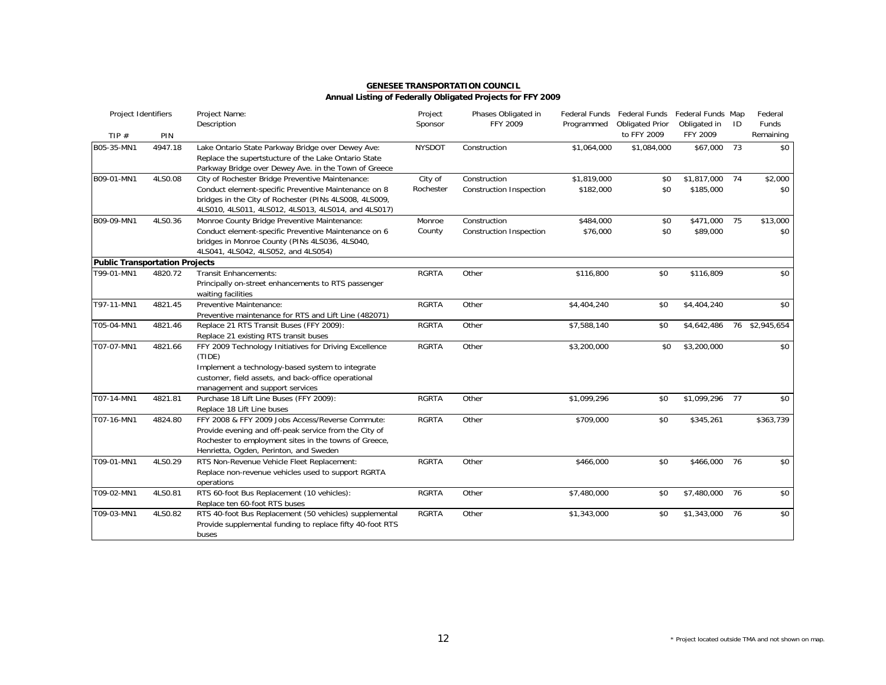**GENESEE TRANSPORTATION COUNCIL**

**Annual Listing of Federally Obligated Projects for FFY 2009**

| Project Identifiers | | Project Name: Description | Project Sponsor | Phases Obligated in FFY 2009 | Federal Funds Programmed | Federal Funds Obligated Prior to FFY 2009 | Federal Funds Obligated in FFY 2009 | Map ID | Federal Funds Remaining |
|---|---|---|---|---|---|---|---|---|---|
| TIP # | PIN | | | | | | | | |
| B05-35-MN1 | 4947.18 | Lake Ontario State Parkway Bridge over Dewey Ave: Replace the supertstucture of the Lake Ontario State Parkway Bridge over Dewey Ave. in the Town of Greece | NYSDOT | Construction | $1,064,000 | $1,084,000 | $67,000 | 73 | $0 |
| B09-01-MN1 | 4LS0.08 | City of Rochester Bridge Preventive Maintenance: Conduct element-specific Preventive Maintenance on 8 bridges in the City of Rochester (PINs 4LS008, 4LS009, 4LS010, 4LS011, 4LS012, 4LS013, 4LS014, and 4LS017) | City of Rochester | Construction | $1,819,000 | $0 | $1,817,000 | 74 | $2,000 |
| | | | | Construction Inspection | $182,000 | $0 | $185,000 | | $0 |
| B09-09-MN1 | 4LS0.36 | Monroe County Bridge Preventive Maintenance: Conduct element-specific Preventive Maintenance on 6 bridges in Monroe County (PINs 4LS036, 4LS040, 4LS041, 4LS042, 4LS052, and 4LS054) | Monroe County | Construction | $484,000 | $0 | $471,000 | 75 | $13,000 |
| | | | | Construction Inspection | $76,000 | $0 | $89,000 | | $0 |
| **Public Transportation Projects** | | | | | | | | | |
| T99-01-MN1 | 4820.72 | Transit Enhancements: Principally on-street enhancements to RTS passenger waiting facilities | RGRTA | Other | $116,800 | $0 | $116,809 | | $0 |
| T97-11-MN1 | 4821.45 | Preventive Maintenance: Preventive maintenance for RTS and Lift Line (482071) | RGRTA | Other | $4,404,240 | $0 | $4,404,240 | | $0 |
| T05-04-MN1 | 4821.46 | Replace 21 RTS Transit Buses (FFY 2009): Replace 21 existing RTS transit buses | RGRTA | Other | $7,588,140 | $0 | $4,642,486 | 76 | $2,945,654 |
| T07-07-MN1 | 4821.66 | FFY 2009 Technology Initiatives for Driving Excellence (TIDE) Implement a technology-based system to integrate customer, field assets, and back-office operational management and support services | RGRTA | Other | $3,200,000 | $0 | $3,200,000 | | $0 |
| T07-14-MN1 | 4821.81 | Purchase 18 Lift Line Buses (FFY 2009): Replace 18 Lift Line buses | RGRTA | Other | $1,099,296 | $0 | $1,099,296 | 77 | $0 |
| T07-16-MN1 | 4824.80 | FFY 2008 & FFY 2009 Jobs Access/Reverse Commute: Provide evening and off-peak service from the City of Rochester to employment sites in the towns of Greece, Henrietta, Ogden, Perinton, and Sweden | RGRTA | Other | $709,000 | $0 | $345,261 | | $363,739 |
| T09-01-MN1 | 4LS0.29 | RTS Non-Revenue Vehicle Fleet Replacement: Replace non-revenue vehicles used to support RGRTA operations | RGRTA | Other | $466,000 | $0 | $466,000 | 76 | $0 |
| T09-02-MN1 | 4LS0.81 | RTS 60-foot Bus Replacement (10 vehicles): Replace ten 60-foot RTS buses | RGRTA | Other | $7,480,000 | $0 | $7,480,000 | 76 | $0 |
| T09-03-MN1 | 4LS0.82 | RTS 40-foot Bus Replacement (50 vehicles) supplemental Provide supplemental funding to replace fifty 40-foot RTS buses | RGRTA | Other | $1,343,000 | $0 | $1,343,000 | 76 | $0 |

\* Project located outside TMA and not shown on map.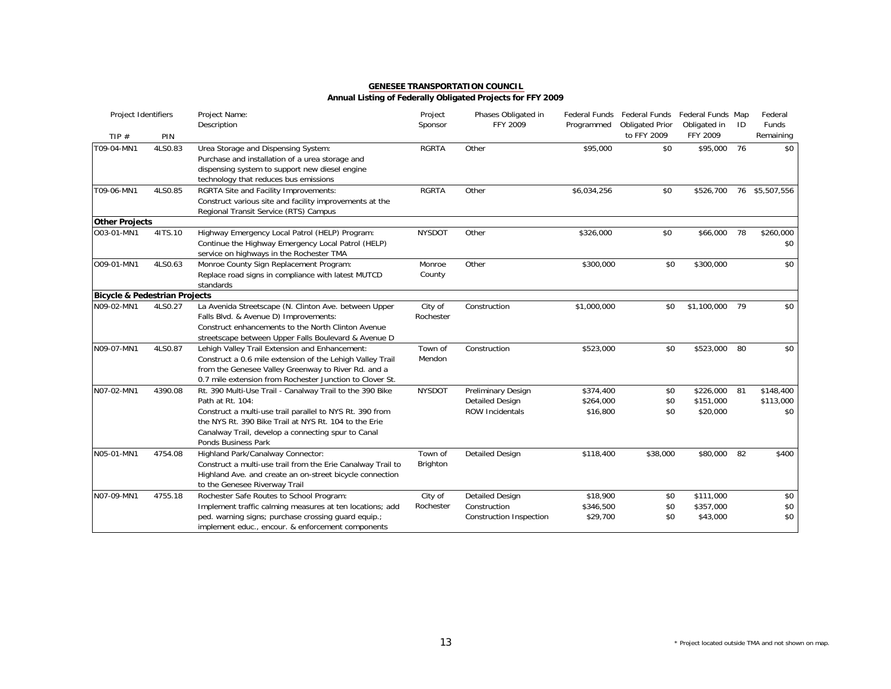**GENESEE TRANSPORTATION COUNCIL**

**Annual Listing of Federally Obligated Projects for FFY 2009**

| Project Identifiers | | Project Name: Description | Project Sponsor | Phases Obligated in FFY 2009 | Federal Funds Programmed | Federal Funds Obligated Prior to FFY 2009 | Federal Funds Obligated in FFY 2009 | Map ID | Federal Funds Remaining |
|---|---|---|---|---|---|---|---|---|---|
| TIP # | PIN | | | | | | | | |
| T09-04-MN1 | 4LS0.83 | Urea Storage and Dispensing System: Purchase and installation of a urea storage and dispensing system to support new diesel engine technology that reduces bus emissions | RGRTA | Other | $95,000 | $0 | $95,000 | 76 | $0 |
| T09-06-MN1 | 4LS0.85 | RGRTA Site and Facility Improvements: Construct various site and facility improvements at the Regional Transit Service (RTS) Campus | RGRTA | Other | $6,034,256 | $0 | $526,700 | 76 | $5,507,556 |
| **Other Projects** | | | | | | | | | |
| O03-01-MN1 | 4ITS.10 | Highway Emergency Local Patrol (HELP) Program: Continue the Highway Emergency Local Patrol (HELP) service on highways in the Rochester TMA | NYSDOT | Other | $326,000 | $0 | $66,000 | 78 | $260,000<br>$0 |
| O09-01-MN1 | 4LS0.63 | Monroe County Sign Replacement Program: Replace road signs in compliance with latest MUTCD standards | Monroe County | Other | $300,000 | $0 | $300,000 | | $0 |
| **Bicycle & Pedestrian Projects** | | | | | | | | | |
| N09-02-MN1 | 4LS0.27 | La Avenida Streetscape (N. Clinton Ave. between Upper Falls Blvd. & Avenue D) Improvements: Construct enhancements to the North Clinton Avenue streetscape between Upper Falls Boulevard & Avenue D | City of Rochester | Construction | $1,000,000 | $0 | $1,100,000 | 79 | $0 |
| N09-07-MN1 | 4LS0.87 | Lehigh Valley Trail Extension and Enhancement: Construct a 0.6 mile extension of the Lehigh Valley Trail from the Genesee Valley Greenway to River Rd. and a 0.7 mile extension from Rochester Junction to Clover St. | Town of Mendon | Construction | $523,000 | $0 | $523,000 | 80 | $0 |
| N07-02-MN1 | 4390.08 | Rt. 390 Multi-Use Trail - Canalway Trail to the 390 Bike Path at Rt. 104: Construct a multi-use trail parallel to NYS Rt. 390 from the NYS Rt. 390 Bike Trail at NYS Rt. 104 to the Erie Canalway Trail, develop a connecting spur to Canal Ponds Business Park | NYSDOT | Preliminary Design<br>Detailed Design<br>ROW Incidentals | $374,400<br>$264,000<br>$16,800 | $0<br>$0<br>$0 | $226,000<br>$151,000<br>$20,000 | 81 | $148,400<br>$113,000<br>$0 |
| N05-01-MN1 | 4754.08 | Highland Park/Canalway Connector: Construct a multi-use trail from the Erie Canalway Trail to Highland Ave. and create an on-street bicycle connection to the Genesee Riverway Trail | Town of Brighton | Detailed Design | $118,400 | $38,000 | $80,000 | 82 | $400 |
| N07-09-MN1 | 4755.18 | Rochester Safe Routes to School Program: Implement traffic calming measures at ten locations; add ped. warning signs; purchase crossing guard equip.; implement educ., encour. & enforcement components | City of Rochester | Detailed Design<br>Construction<br>Construction Inspection | $18,900<br>$346,500<br>$29,700 | $0<br>$0<br>$0 | $111,000<br>$357,000<br>$43,000 | | $0<br>$0<br>$0 |

\* Project located outside TMA and not shown on map.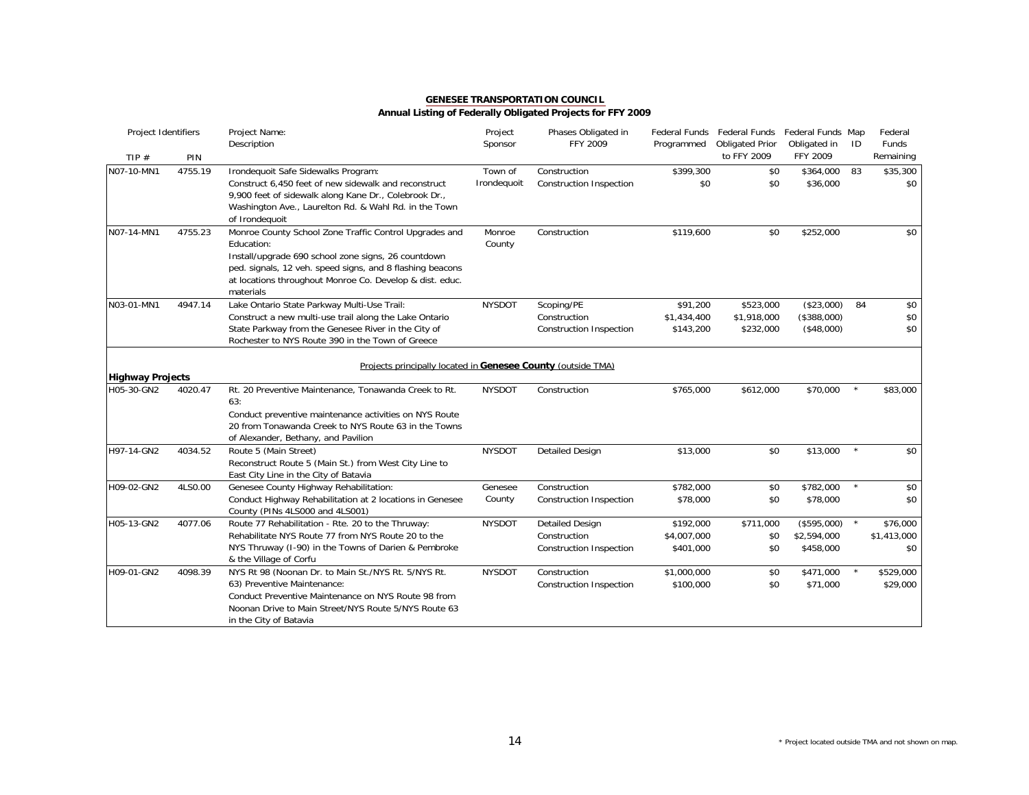**GENESEE TRANSPORTATION COUNCIL**

**Annual Listing of Federally Obligated Projects for FFY 2009**

| Project Identifiers TIP # | PIN | Project Name: Description | Project Sponsor | Phases Obligated in FFY 2009 | Federal Funds Programmed | Federal Funds Obligated Prior to FFY 2009 | Federal Funds Obligated in FFY 2009 | Map ID | Federal Funds Remaining |
|---|---|---|---|---|---|---|---|---|---|
| N07-10-MN1 | 4755.19 | Irondequoit Safe Sidewalks Program: Construct 6,450 feet of new sidewalk and reconstruct 9,900 feet of sidewalk along Kane Dr., Colebrook Dr., Washington Ave., Laurelton Rd. & Wahl Rd. in the Town of Irondequoit | Town of Irondequoit | Construction | $399,300 | $0 | $364,000 | 83 | $35,300 |
| | | | | Construction Inspection | $0 | $0 | $36,000 | | $0 |
| N07-14-MN1 | 4755.23 | Monroe County School Zone Traffic Control Upgrades and Education: Install/upgrade 690 school zone signs, 26 countdown ped. signals, 12 veh. speed signs, and 8 flashing beacons at locations throughout Monroe Co. Develop & dist. educ. materials | Monroe County | Construction | $119,600 | $0 | $252,000 | | $0 |
| N03-01-MN1 | 4947.14 | Lake Ontario State Parkway Multi-Use Trail: Construct a new multi-use trail along the Lake Ontario State Parkway from the Genesee River in the City of Rochester to NYS Route 390 in the Town of Greece | NYSDOT | Scoping/PE | $91,200 | $523,000 | ($23,000) | 84 | $0 |
| | | | | Construction | $1,434,400 | $1,918,000 | ($388,000) | | $0 |
| | | | | Construction Inspection | $143,200 | $232,000 | ($48,000) | | $0 |
| | | Projects principally located in **Genesee County** (outside TMA) | | | | | | | |
| **Highway Projects** | | | | | | | | | |
| H05-30-GN2 | 4020.47 | Rt. 20 Preventive Maintenance, Tonawanda Creek to Rt. 63: Conduct preventive maintenance activities on NYS Route 20 from Tonawanda Creek to NYS Route 63 in the Towns of Alexander, Bethany, and Pavilion | NYSDOT | Construction | $765,000 | $612,000 | $70,000 | * | $83,000 |
| H97-14-GN2 | 4034.52 | Route 5 (Main Street) Reconstruct Route 5 (Main St.) from West City Line to East City Line in the City of Batavia | NYSDOT | Detailed Design | $13,000 | $0 | $13,000 | * | $0 |
| H09-02-GN2 | 4LS0.00 | Genesee County Highway Rehabilitation: Conduct Highway Rehabilitation at 2 locations in Genesee County (PINs 4LS000 and 4LS001) | Genesee County | Construction | $782,000 | $0 | $782,000 | * | $0 |
| | | | | Construction Inspection | $78,000 | $0 | $78,000 | | $0 |
| H05-13-GN2 | 4077.06 | Route 77 Rehabilitation - Rte. 20 to the Thruway: Rehabilitate NYS Route 77 from NYS Route 20 to the NYS Thruway (I-90) in the Towns of Darien & Pembroke & the Village of Corfu | NYSDOT | Detailed Design | $192,000 | $711,000 | ($595,000) | * | $76,000 |
| | | | | Construction | $4,007,000 | $0 | $2,594,000 | | $1,413,000 |
| | | | | Construction Inspection | $401,000 | $0 | $458,000 | | $0 |
| H09-01-GN2 | 4098.39 | NYS Rt 98 (Noonan Dr. to Main St./NYS Rt. 5/NYS Rt. 63) Preventive Maintenance: Conduct Preventive Maintenance on NYS Route 98 from Noonan Drive to Main Street/NYS Route 5/NYS Route 63 in the City of Batavia | NYSDOT | Construction | $1,000,000 | $0 | $471,000 | * | $529,000 |
| | | | | Construction Inspection | $100,000 | $0 | $71,000 | | $29,000 |

\* Project located outside TMA and not shown on map.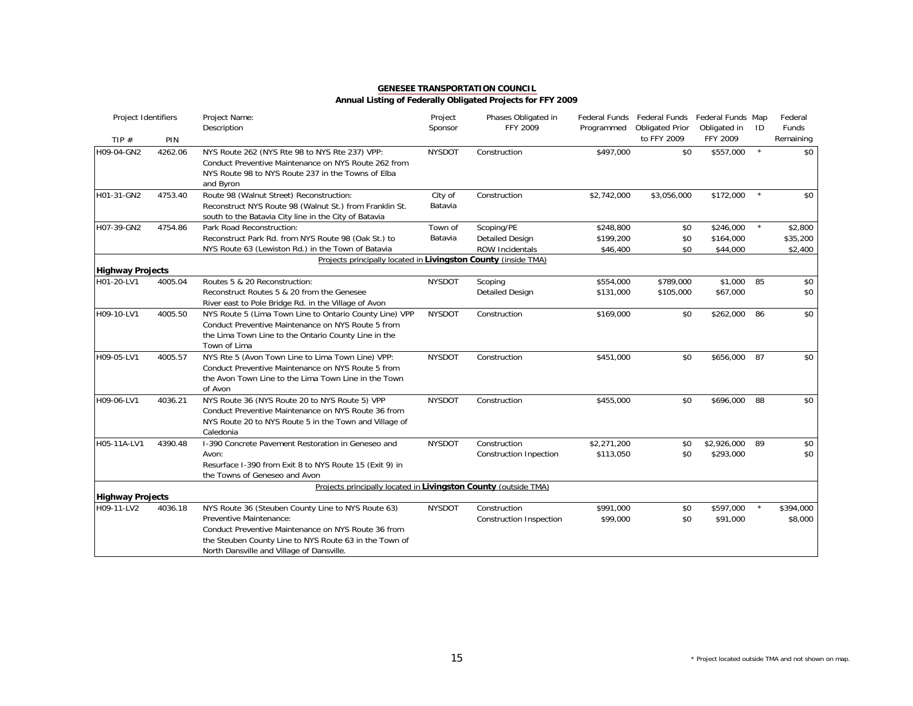## GENESEE TRANSPORTATION COUNCIL
### Annual Listing of Federally Obligated Projects for FFY 2009

| Project Identifiers TIP # | PIN | Project Name: Description | Project Sponsor | Phases Obligated in FFY 2009 | Federal Funds Programmed | Federal Funds Obligated Prior to FFY 2009 | Federal Funds Obligated in FFY 2009 | Map ID | Federal Funds Remaining |
|---|---|---|---|---|---|---|---|---|---|
| H09-04-GN2 | 4262.06 | NYS Route 262 (NYS Rte 98 to NYS Rte 237) VPP: Conduct Preventive Maintenance on NYS Route 262 from NYS Route 98 to NYS Route 237 in the Towns of Elba and Byron | NYSDOT | Construction | $497,000 | $0 | $557,000 | * | $0 |
| H01-31-GN2 | 4753.40 | Route 98 (Walnut Street) Reconstruction: Reconstruct NYS Route 98 (Walnut St.) from Franklin St. south to the Batavia City line in the City of Batavia | City of Batavia | Construction | $2,742,000 | $3,056,000 | $172,000 | * | $0 |
| H07-39-GN2 | 4754.86 | Park Road Reconstruction: Reconstruct Park Rd. from NYS Route 98 (Oak St.) to NYS Route 63 (Lewiston Rd.) in the Town of Batavia | Town of Batavia | Scoping/PE | $248,800 | $0 | $246,000 | * | $2,800 |
| | | | | Detailed Design | $199,200 | $0 | $164,000 | | $35,200 |
| | | | | ROW Incidentals | $46,400 | $0 | $44,000 | | $2,400 |
| | | Projects principally located in **Livingston County** (inside TMA) | | | | | | | |
| **Highway Projects** | | | | | | | | | |
| H01-20-LV1 | 4005.04 | Routes 5 & 20 Reconstruction: Reconstruct Routes 5 & 20 from the Genesee River east to Pole Bridge Rd. in the Village of Avon | NYSDOT | Scoping | $554,000 | $789,000 | $1,000 | 85 | $0 |
| | | | | Detailed Design | $131,000 | $105,000 | $67,000 | | $0 |
| H09-10-LV1 | 4005.50 | NYS Route 5 (Lima Town Line to Ontario County Line) VPP Conduct Preventive Maintenance on NYS Route 5 from the Lima Town Line to the Ontario County Line in the Town of Lima | NYSDOT | Construction | $169,000 | $0 | $262,000 | 86 | $0 |
| H09-05-LV1 | 4005.57 | NYS Rte 5 (Avon Town Line to Lima Town Line) VPP: Conduct Preventive Maintenance on NYS Route 5 from the Avon Town Line to the Lima Town Line in the Town of Avon | NYSDOT | Construction | $451,000 | $0 | $656,000 | 87 | $0 |
| H09-06-LV1 | 4036.21 | NYS Route 36 (NYS Route 20 to NYS Route 5) VPP Conduct Preventive Maintenance on NYS Route 36 from NYS Route 20 to NYS Route 5 in the Town and Village of Caledonia | NYSDOT | Construction | $455,000 | $0 | $696,000 | 88 | $0 |
| H05-11A-LV1 | 4390.48 | I-390 Concrete Pavement Restoration in Geneseo and Avon: Resurface I-390 from Exit 8 to NYS Route 15 (Exit 9) in the Towns of Geneseo and Avon | NYSDOT | Construction | $2,271,200 | $0 | $2,926,000 | 89 | $0 |
| | | | | Construction Inpection | $113,050 | $0 | $293,000 | | $0 |
| | | Projects principally located in **Livingston County** (outside TMA) | | | | | | | |
| **Highway Projects** | | | | | | | | | |
| H09-11-LV2 | 4036.18 | NYS Route 36 (Steuben County Line to NYS Route 63) Preventive Maintenance: Conduct Preventive Maintenance on NYS Route 36 from the Steuben County Line to NYS Route 63 in the Town of North Dansville and Village of Dansville. | NYSDOT | Construction | $991,000 | $0 | $597,000 | * | $394,000 |
| | | | | Construction Inspection | $99,000 | $0 | $91,000 | | $8,000 |

\* Project located outside TMA and not shown on map.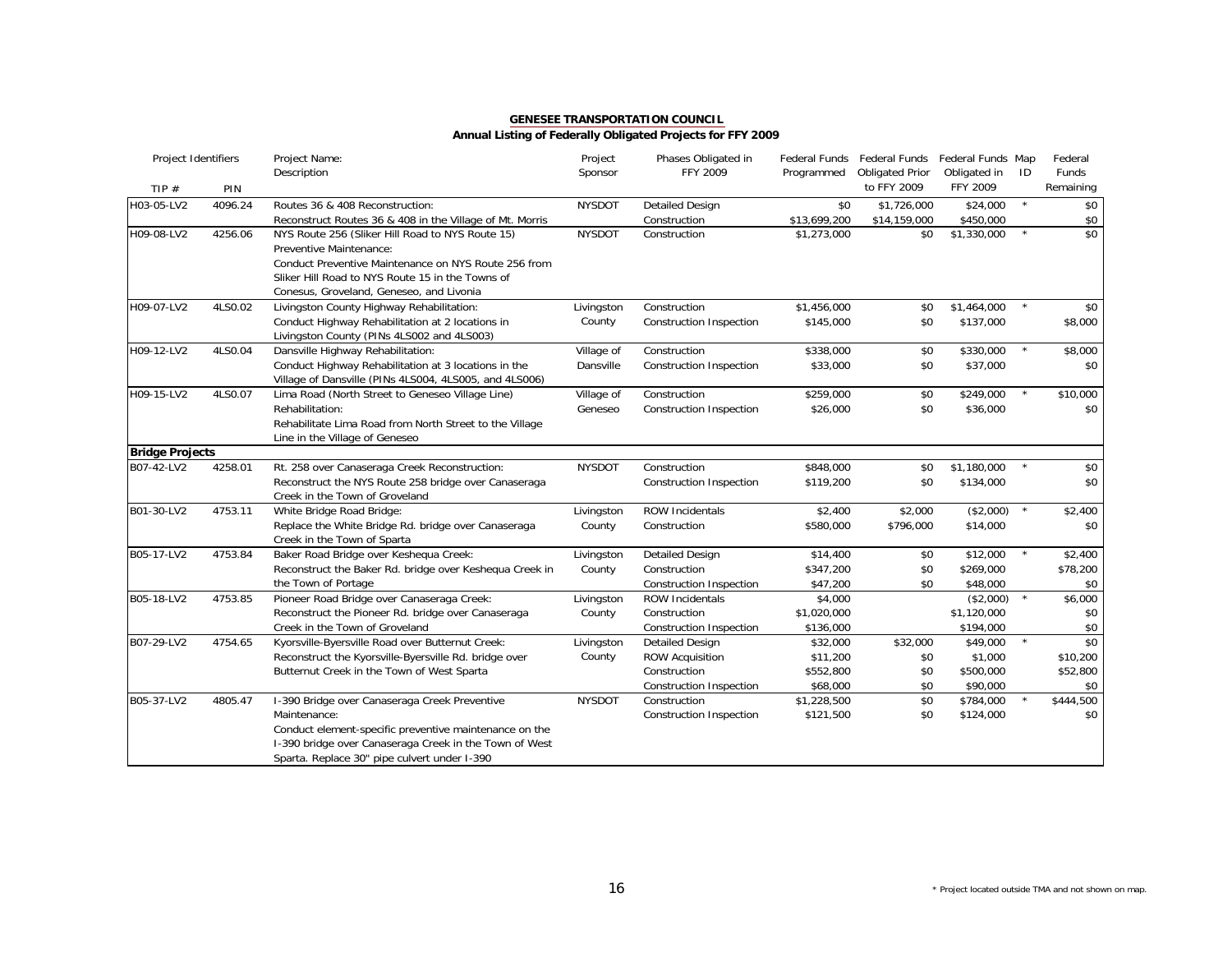**GENESEE TRANSPORTATION COUNCIL**

**Annual Listing of Federally Obligated Projects for FFY 2009**

| Project Identifiers | | Project Name: Description | Project Sponsor | Phases Obligated in FFY 2009 | Federal Funds Programmed | Federal Funds Obligated Prior to FFY 2009 | Federal Funds Obligated in FFY 2009 | Map ID | Federal Funds Remaining |
|---|---|---|---|---|---|---|---|---|---|
| TIP # | PIN | | | | | | | | |
| H03-05-LV2 | 4096.24 | Routes 36 & 408 Reconstruction: | NYSDOT | Detailed Design | $0 | $1,726,000 | $24,000 | * | $0 |
| | | Reconstruct Routes 36 & 408 in the Village of Mt. Morris | | Construction | $13,699,200 | $14,159,000 | $450,000 | | $0 |
| H09-08-LV2 | 4256.06 | NYS Route 256 (Sliker Hill Road to NYS Route 15) Preventive Maintenance: Conduct Preventive Maintenance on NYS Route 256 from Sliker Hill Road to NYS Route 15 in the Towns of Conesus, Groveland, Geneseo, and Livonia | NYSDOT | Construction | $1,273,000 | $0 | $1,330,000 | * | $0 |
| H09-07-LV2 | 4LS0.02 | Livingston County Highway Rehabilitation: | Livingston | Construction | $1,456,000 | $0 | $1,464,000 | * | $0 |
| | | Conduct Highway Rehabilitation at 2 locations in Livingston County (PINs 4LS002 and 4LS003) | County | Construction Inspection | $145,000 | $0 | $137,000 | | $8,000 |
| H09-12-LV2 | 4LS0.04 | Dansville Highway Rehabilitation: | Village of | Construction | $338,000 | $0 | $330,000 | * | $8,000 |
| | | Conduct Highway Rehabilitation at 3 locations in the Village of Dansville (PINs 4LS004, 4LS005, and 4LS006) | Dansville | Construction Inspection | $33,000 | $0 | $37,000 | | $0 |
| H09-15-LV2 | 4LS0.07 | Lima Road (North Street to Geneseo Village Line) | Village of | Construction | $259,000 | $0 | $249,000 | * | $10,000 |
| | | Rehabilitation: Rehabilitate Lima Road from North Street to the Village Line in the Village of Geneseo | Geneseo | Construction Inspection | $26,000 | $0 | $36,000 | | $0 |
| **Bridge Projects** | | | | | | | | | |
| B07-42-LV2 | 4258.01 | Rt. 258 over Canaseraga Creek Reconstruction: | NYSDOT | Construction | $848,000 | $0 | $1,180,000 | * | $0 |
| | | Reconstruct the NYS Route 258 bridge over Canaseraga Creek in the Town of Groveland | | Construction Inspection | $119,200 | $0 | $134,000 | | $0 |
| B01-30-LV2 | 4753.11 | White Bridge Road Bridge: | Livingston | ROW Incidentals | $2,400 | $2,000 | ($2,000) | * | $2,400 |
| | | Replace the White Bridge Rd. bridge over Canaseraga Creek in the Town of Sparta | County | Construction | $580,000 | $796,000 | $14,000 | | $0 |
| B05-17-LV2 | 4753.84 | Baker Road Bridge over Keshequa Creek: | Livingston | Detailed Design | $14,400 | $0 | $12,000 | * | $2,400 |
| | | Reconstruct the Baker Rd. bridge over Keshequa Creek in | County | Construction | $347,200 | $0 | $269,000 | | $78,200 |
| | | the Town of Portage | | Construction Inspection | $47,200 | $0 | $48,000 | | $0 |
| B05-18-LV2 | 4753.85 | Pioneer Road Bridge over Canaseraga Creek: | Livingston | ROW Incidentals | $4,000 | | ($2,000) | * | $6,000 |
| | | Reconstruct the Pioneer Rd. bridge over Canaseraga | County | Construction | $1,020,000 | | $1,120,000 | | $0 |
| | | Creek in the Town of Groveland | | Construction Inspection | $136,000 | | $194,000 | | $0 |
| B07-29-LV2 | 4754.65 | Kyorsville-Byersville Road over Butternut Creek: | Livingston | Detailed Design | $32,000 | $32,000 | $49,000 | * | $0 |
| | | Reconstruct the Kyorsville-Byersville Rd. bridge over | County | ROW Acquisition | $11,200 | $0 | $1,000 | | $10,200 |
| | | Butternut Creek in the Town of West Sparta | | Construction | $552,800 | $0 | $500,000 | | $52,800 |
| | | | | Construction Inspection | $68,000 | $0 | $90,000 | | $0 |
| B05-37-LV2 | 4805.47 | I-390 Bridge over Canaseraga Creek Preventive | NYSDOT | Construction | $1,228,500 | $0 | $784,000 | * | $444,500 |
| | | Maintenance: Conduct element-specific preventive maintenance on the I-390 bridge over Canaseraga Creek in the Town of West Sparta. Replace 30" pipe culvert under I-390 | | Construction Inspection | $121,500 | $0 | $124,000 | | $0 |

\* Project located outside TMA and not shown on map.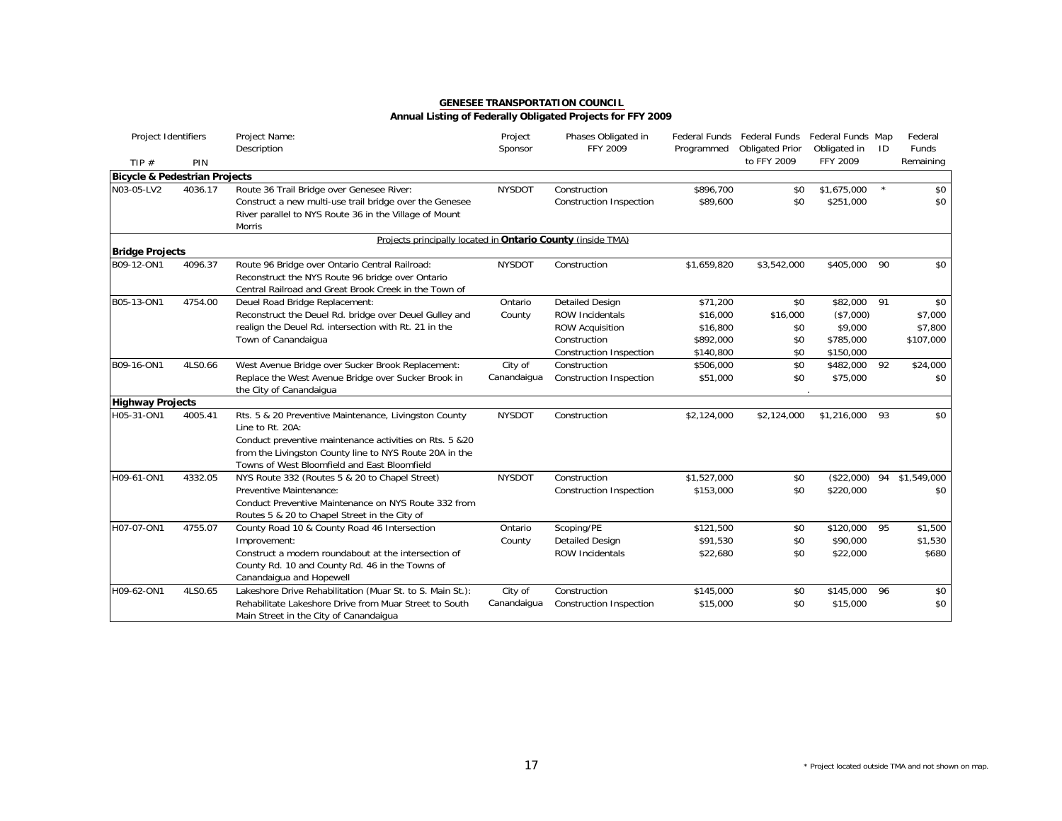**GENESEE TRANSPORTATION COUNCIL**
**Annual Listing of Federally Obligated Projects for FFY 2009**

| Project Identifiers TIP # | PIN | Project Name: Description | Project Sponsor | Phases Obligated in FFY 2009 | Federal Funds Programmed | Federal Funds Obligated Prior to FFY 2009 | Federal Funds Obligated in FFY 2009 | Map ID | Federal Funds Remaining |
|---|---|---|---|---|---|---|---|---|---|
| **Bicycle & Pedestrian Projects** | | | | | | | | | |
| N03-05-LV2 | 4036.17 | Route 36 Trail Bridge over Genesee River: Construct a new multi-use trail bridge over the Genesee River parallel to NYS Route 36 in the Village of Mount Morris | NYSDOT | Construction | $896,700 | $0 | $1,675,000 | * | $0 |
| | | | | Construction Inspection | $89,600 | $0 | $251,000 | | $0 |
| Projects principally located in **Ontario County** (inside TMA) | | | | | | | | | |
| **Bridge Projects** | | | | | | | | | |
| B09-12-ON1 | 4096.37 | Route 96 Bridge over Ontario Central Railroad: Reconstruct the NYS Route 96 bridge over Ontario Central Railroad and Great Brook Creek in the Town of | NYSDOT | Construction | $1,659,820 | $3,542,000 | $405,000 | 90 | $0 |
| B05-13-ON1 | 4754.00 | Deuel Road Bridge Replacement: Reconstruct the Deuel Rd. bridge over Deuel Gulley and realign the Deuel Rd. intersection with Rt. 21 in the Town of Canandaigua | Ontario County | Detailed Design | $71,200 | $0 | $82,000 | 91 | $0 |
| | | | | ROW Incidentals | $16,000 | $16,000 | ($7,000) | | $7,000 |
| | | | | ROW Acquisition | $16,800 | $0 | $9,000 | | $7,800 |
| | | | | Construction | $892,000 | $0 | $785,000 | | $107,000 |
| | | | | Construction Inspection | $140,800 | $0 | $150,000 | | |
| B09-16-ON1 | 4LS0.66 | West Avenue Bridge over Sucker Brook Replacement: Replace the West Avenue Bridge over Sucker Brook in the City of Canandaigua | City of Canandaigua | Construction | $506,000 | $0 | $482,000 | 92 | $24,000 |
| | | | | Construction Inspection | $51,000 | $0 | $75,000 | | $0 |
| **Highway Projects** | | | | | | | | | |
| H05-31-ON1 | 4005.41 | Rts. 5 & 20 Preventive Maintenance, Livingston County Line to Rt. 20A: Conduct preventive maintenance activities on Rts. 5 &20 from the Livingston County line to NYS Route 20A in the Towns of West Bloomfield and East Bloomfield | NYSDOT | Construction | $2,124,000 | $2,124,000 | $1,216,000 | 93 | $0 |
| H09-61-ON1 | 4332.05 | NYS Route 332 (Routes 5 & 20 to Chapel Street) Preventive Maintenance: Conduct Preventive Maintenance on NYS Route 332 from Routes 5 & 20 to Chapel Street in the City of | NYSDOT | Construction | $1,527,000 | $0 | ($22,000) | 94 | $1,549,000 |
| | | | | Construction Inspection | $153,000 | $0 | $220,000 | | $0 |
| H07-07-ON1 | 4755.07 | County Road 10 & County Road 46 Intersection Improvement: Construct a modern roundabout at the intersection of County Rd. 10 and County Rd. 46 in the Towns of Canandaigua and Hopewell | Ontario County | Scoping/PE | $121,500 | $0 | $120,000 | 95 | $1,500 |
| | | | | Detailed Design | $91,530 | $0 | $90,000 | | $1,530 |
| | | | | ROW Incidentals | $22,680 | $0 | $22,000 | | $680 |
| H09-62-ON1 | 4LS0.65 | Lakeshore Drive Rehabilitation (Muar St. to S. Main St.): Rehabilitate Lakeshore Drive from Muar Street to South Main Street in the City of Canandaigua | City of Canandaigua | Construction | $145,000 | $0 | $145,000 | 96 | $0 |
| | | | | Construction Inspection | $15,000 | $0 | $15,000 | | $0 |

\* Project located outside TMA and not shown on map.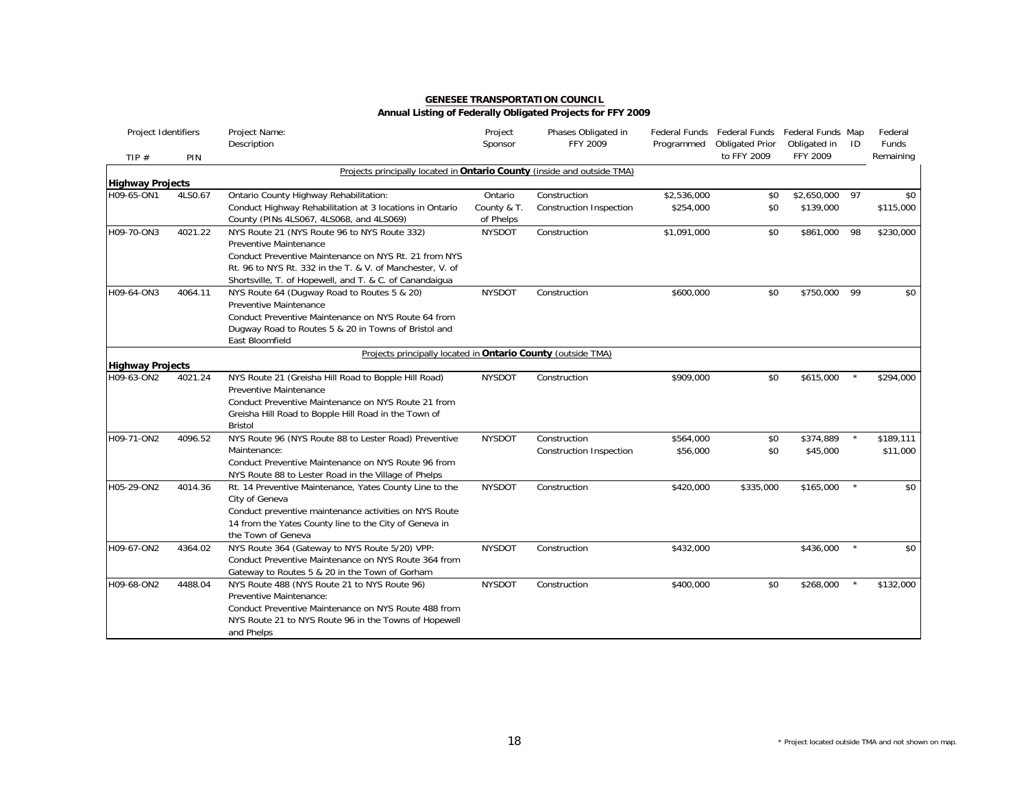**GENESEE TRANSPORTATION COUNCIL**

**Annual Listing of Federally Obligated Projects for FFY 2009**

| TIP # | PIN | Project Name: Description | Project Sponsor | Phases Obligated in FFY 2009 | Federal Funds Programmed | Federal Funds Obligated Prior to FFY 2009 | Federal Funds Obligated in FFY 2009 | Map ID | Federal Funds Remaining |
|---|---|---|---|---|---|---|---|---|---|
| | | Projects principally located in **Ontario County** (inside and outside TMA) | | | | | | | |
| **Highway Projects** | | | | | | | | | |
| H09-65-ON1 | 4LS0.67 | Ontario County Highway Rehabilitation: Conduct Highway Rehabilitation at 3 locations in Ontario County (PINs 4LS067, 4LS068, and 4LS069) | Ontario County & T. of Phelps | Construction | $2,536,000 | $0 | $2,650,000 | 97 | $0 |
| | | | | Construction Inspection | $254,000 | $0 | $139,000 | | $115,000 |
| H09-70-ON3 | 4021.22 | NYS Route 21 (NYS Route 96 to NYS Route 332) Preventive Maintenance Conduct Preventive Maintenance on NYS Rt. 21 from NYS Rt. 96 to NYS Rt. 332 in the T. & V. of Manchester, V. of Shortsville, T. of Hopewell, and T. & C. of Canandaigua | NYSDOT | Construction | $1,091,000 | $0 | $861,000 | 98 | $230,000 |
| H09-64-ON3 | 4064.11 | NYS Route 64 (Dugway Road to Routes 5 & 20) Preventive Maintenance Conduct Preventive Maintenance on NYS Route 64 from Dugway Road to Routes 5 & 20 in Towns of Bristol and East Bloomfield | NYSDOT | Construction | $600,000 | $0 | $750,000 | 99 | $0 |
| | | Projects principally located in **Ontario County** (outside TMA) | | | | | | | |
| **Highway Projects** | | | | | | | | | |
| H09-63-ON2 | 4021.24 | NYS Route 21 (Greisha Hill Road to Bopple Hill Road) Preventive Maintenance Conduct Preventive Maintenance on NYS Route 21 from Greisha Hill Road to Bopple Hill Road in the Town of Bristol | NYSDOT | Construction | $909,000 | $0 | $615,000 | * | $294,000 |
| H09-71-ON2 | 4096.52 | NYS Route 96 (NYS Route 88 to Lester Road) Preventive Maintenance: Conduct Preventive Maintenance on NYS Route 96 from NYS Route 88 to Lester Road in the Village of Phelps | NYSDOT | Construction | $564,000 | $0 | $374,889 | * | $189,111 |
| | | | | Construction Inspection | $56,000 | $0 | $45,000 | | $11,000 |
| H05-29-ON2 | 4014.36 | Rt. 14 Preventive Maintenance, Yates County Line to the City of Geneva Conduct preventive maintenance activities on NYS Route 14 from the Yates County line to the City of Geneva in the Town of Geneva | NYSDOT | Construction | $420,000 | $335,000 | $165,000 | * | $0 |
| H09-67-ON2 | 4364.02 | NYS Route 364 (Gateway to NYS Route 5/20) VPP: Conduct Preventive Maintenance on NYS Route 364 from Gateway to Routes 5 & 20 in the Town of Gorham | NYSDOT | Construction | $432,000 | | $436,000 | * | $0 |
| H09-68-ON2 | 4488.04 | NYS Route 488 (NYS Route 21 to NYS Route 96) Preventive Maintenance: Conduct Preventive Maintenance on NYS Route 488 from NYS Route 21 to NYS Route 96 in the Towns of Hopewell and Phelps | NYSDOT | Construction | $400,000 | $0 | $268,000 | * | $132,000 |

\* Project located outside TMA and not shown on map.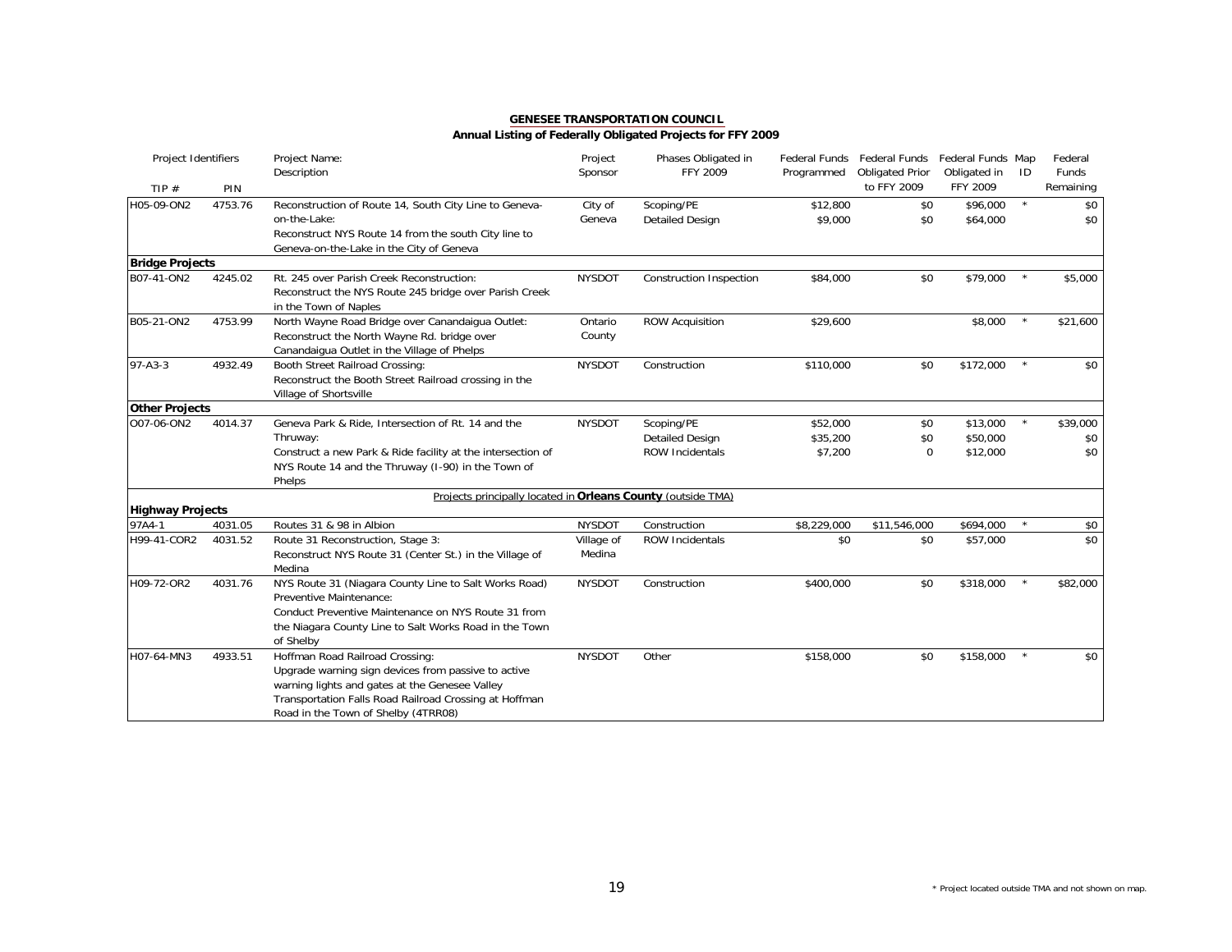**GENESEE TRANSPORTATION COUNCIL**
**Annual Listing of Federally Obligated Projects for FFY 2009**

| Project Identifiers TIP # | PIN | Project Name: Description | Project Sponsor | Phases Obligated in FFY 2009 | Federal Funds Programmed | Federal Funds Obligated Prior to FFY 2009 | Federal Funds Obligated in FFY 2009 | Map ID | Federal Funds Remaining |
|---|---|---|---|---|---|---|---|---|---|
| H05-09-ON2 | 4753.76 | Reconstruction of Route 14, South City Line to Geneva-on-the-Lake: Reconstruct NYS Route 14 from the south City line to Geneva-on-the-Lake in the City of Geneva | City of Geneva | Scoping/PE<br>Detailed Design | $12,800<br>$9,000 | $0<br>$0 | $96,000<br>$64,000 | * | $0<br>$0 |
| **Bridge Projects** | | | | | | | | | |
| B07-41-ON2 | 4245.02 | Rt. 245 over Parish Creek Reconstruction: Reconstruct the NYS Route 245 bridge over Parish Creek in the Town of Naples | NYSDOT | Construction Inspection | $84,000 | $0 | $79,000 | * | $5,000 |
| B05-21-ON2 | 4753.99 | North Wayne Road Bridge over Canandaigua Outlet: Reconstruct the North Wayne Rd. bridge over Canandaigua Outlet in the Village of Phelps | Ontario County | ROW Acquisition | $29,600 | | $8,000 | * | $21,600 |
| 97-A3-3 | 4932.49 | Booth Street Railroad Crossing: Reconstruct the Booth Street Railroad crossing in the Village of Shortsville | NYSDOT | Construction | $110,000 | $0 | $172,000 | * | $0 |
| **Other Projects** | | | | | | | | | |
| O07-06-ON2 | 4014.37 | Geneva Park & Ride, Intersection of Rt. 14 and the Thruway: Construct a new Park & Ride facility at the intersection of NYS Route 14 and the Thruway (I-90) in the Town of Phelps | NYSDOT | Scoping/PE<br>Detailed Design<br>ROW Incidentals | $52,000<br>$35,200<br>$7,200 | $0<br>$0<br>0 | $13,000<br>$50,000<br>$12,000 | * | $39,000<br>$0<br>$0 |
| | | Projects principally located in **Orleans County** (outside TMA) | | | | | | | |
| **Highway Projects** | | | | | | | | | |
| 97A4-1 | 4031.05 | Routes 31 & 98 in Albion | NYSDOT | Construction | $8,229,000 | $11,546,000 | $694,000 | * | $0 |
| H99-41-COR2 | 4031.52 | Route 31 Reconstruction, Stage 3: Reconstruct NYS Route 31 (Center St.) in the Village of Medina | Village of Medina | ROW Incidentals | $0 | $0 | $57,000 | | $0 |
| H09-72-OR2 | 4031.76 | NYS Route 31 (Niagara County Line to Salt Works Road) Preventive Maintenance: Conduct Preventive Maintenance on NYS Route 31 from the Niagara County Line to Salt Works Road in the Town of Shelby | NYSDOT | Construction | $400,000 | $0 | $318,000 | * | $82,000 |
| H07-64-MN3 | 4933.51 | Hoffman Road Railroad Crossing: Upgrade warning sign devices from passive to active warning lights and gates at the Genesee Valley Transportation Falls Road Railroad Crossing at Hoffman Road in the Town of Shelby (4TRR08) | NYSDOT | Other | $158,000 | $0 | $158,000 | * | $0 |

\* Project located outside TMA and not shown on map.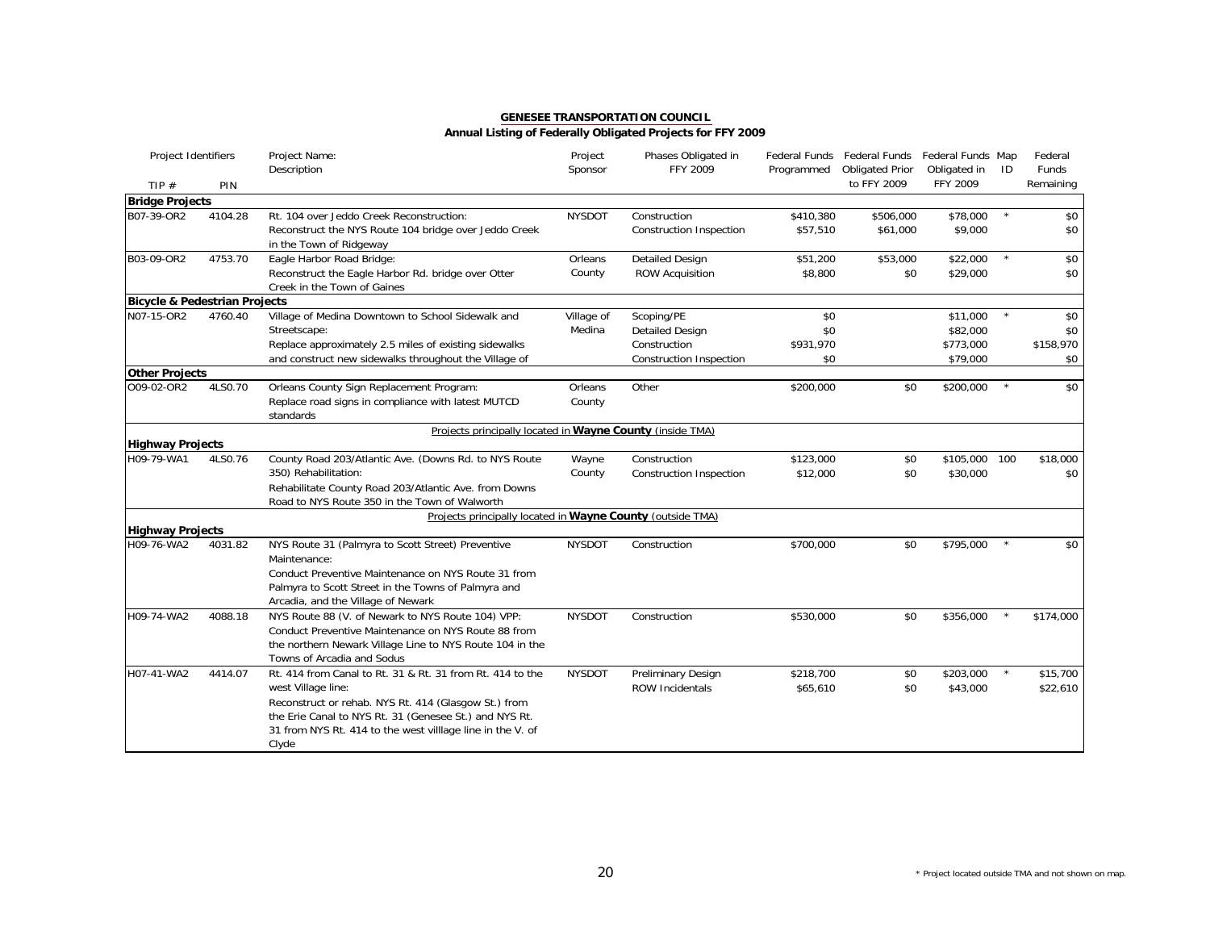**GENESEE TRANSPORTATION COUNCIL**

**Annual Listing of Federally Obligated Projects for FFY 2009**

| Project Identifiers TIP # | PIN | Project Name: Description | Project Sponsor | Phases Obligated in FFY 2009 | Federal Funds Programmed | Federal Funds Obligated Prior to FFY 2009 | Federal Funds Obligated in FFY 2009 | Map ID | Federal Funds Remaining |
|---|---|---|---|---|---|---|---|---|---|
| **Bridge Projects** | | | | | | | | | |
| B07-39-OR2 | 4104.28 | Rt. 104 over Jeddo Creek Reconstruction: Reconstruct the NYS Route 104 bridge over Jeddo Creek in the Town of Ridgeway | NYSDOT | Construction | $410,380 | $506,000 | $78,000 | * | $0 |
| | | | | Construction Inspection | $57,510 | $61,000 | $9,000 | | $0 |
| B03-09-OR2 | 4753.70 | Eagle Harbor Road Bridge: Reconstruct the Eagle Harbor Rd. bridge over Otter Creek in the Town of Gaines | Orleans County | Detailed Design | $51,200 | $53,000 | $22,000 | * | $0 |
| | | | | ROW Acquisition | $8,800 | $0 | $29,000 | | $0 |
| **Bicycle & Pedestrian Projects** | | | | | | | | | |
| N07-15-OR2 | 4760.40 | Village of Medina Downtown to School Sidewalk and Streetscape: Replace approximately 2.5 miles of existing sidewalks and construct new sidewalks throughout the Village of | Village of Medina | Scoping/PE | $0 | | $11,000 | * | $0 |
| | | | | Detailed Design | $0 | | $82,000 | | $0 |
| | | | | Construction | $931,970 | | $773,000 | | $158,970 |
| | | | | Construction Inspection | $0 | | $79,000 | | $0 |
| **Other Projects** | | | | | | | | | |
| O09-02-OR2 | 4LS0.70 | Orleans County Sign Replacement Program: Replace road signs in compliance with latest MUTCD standards | Orleans County | Other | $200,000 | $0 | $200,000 | * | $0 |
| | | Projects principally located in **Wayne County** (inside TMA) | | | | | | | |
| **Highway Projects** | | | | | | | | | |
| H09-79-WA1 | 4LS0.76 | County Road 203/Atlantic Ave. (Downs Rd. to NYS Route 350) Rehabilitation: Rehabilitate County Road 203/Atlantic Ave. from Downs Road to NYS Route 350 in the Town of Walworth | Wayne County | Construction | $123,000 | $0 | $105,000 | 100 | $18,000 |
| | | | | Construction Inspection | $12,000 | $0 | $30,000 | | $0 |
| | | Projects principally located in **Wayne County** (outside TMA) | | | | | | | |
| **Highway Projects** | | | | | | | | | |
| H09-76-WA2 | 4031.82 | NYS Route 31 (Palmyra to Scott Street) Preventive Maintenance: Conduct Preventive Maintenance on NYS Route 31 from Palmyra to Scott Street in the Towns of Palmyra and Arcadia, and the Village of Newark | NYSDOT | Construction | $700,000 | $0 | $795,000 | * | $0 |
| H09-74-WA2 | 4088.18 | NYS Route 88 (V. of Newark to NYS Route 104) VPP: Conduct Preventive Maintenance on NYS Route 88 from the northern Newark Village Line to NYS Route 104 in the Towns of Arcadia and Sodus | NYSDOT | Construction | $530,000 | $0 | $356,000 | * | $174,000 |
| H07-41-WA2 | 4414.07 | Rt. 414 from Canal to Rt. 31 & Rt. 31 from Rt. 414 to the west Village line: Reconstruct or rehab. NYS Rt. 414 (Glasgow St.) from the Erie Canal to NYS Rt. 31 (Genesee St.) and NYS Rt. 31 from NYS Rt. 414 to the west villlage line in the V. of Clyde | NYSDOT | Preliminary Design | $218,700 | $0 | $203,000 | * | $15,700 |
| | | | | ROW Incidentals | $65,610 | $0 | $43,000 | | $22,610 |

\* Project located outside TMA and not shown on map.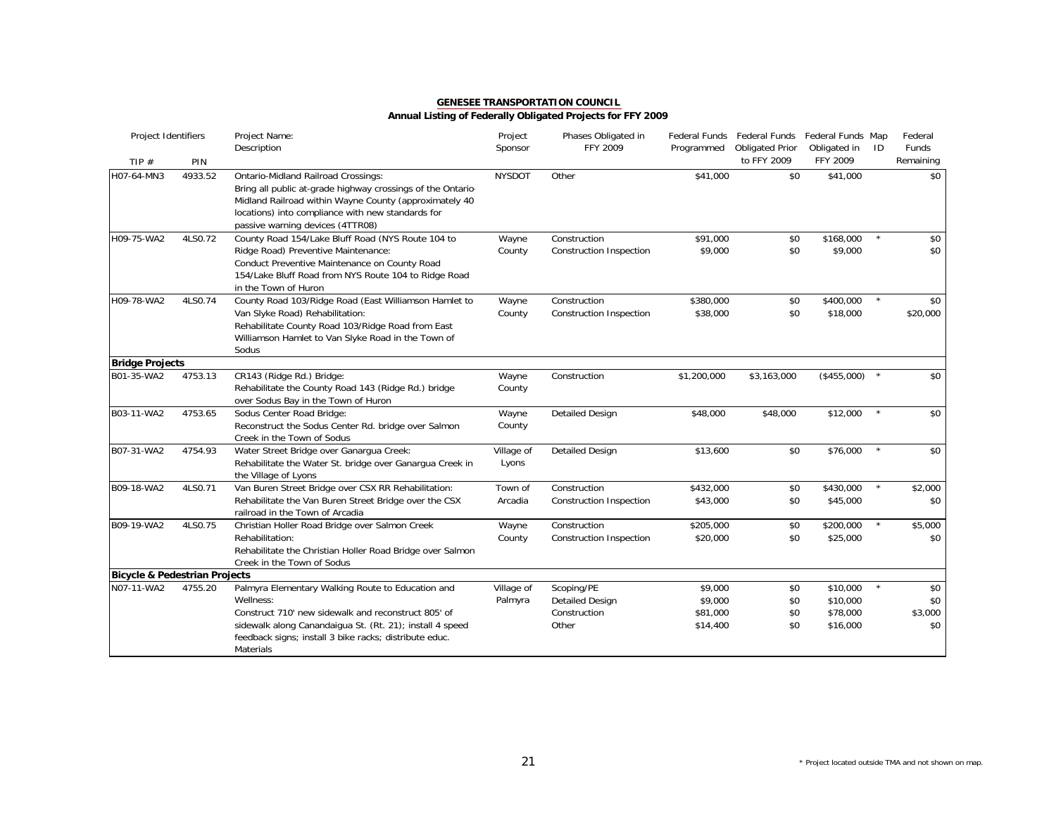**GENESEE TRANSPORTATION COUNCIL**
**Annual Listing of Federally Obligated Projects for FFY 2009**

| Project Identifiers TIP # | PIN | Project Name: Description | Project Sponsor | Phases Obligated in FFY 2009 | Federal Funds Programmed | Federal Funds Obligated Prior to FFY 2009 | Federal Funds Obligated in FFY 2009 | Map ID | Federal Funds Remaining |
|---|---|---|---|---|---|---|---|---|---|
| H07-64-MN3 | 4933.52 | Ontario-Midland Railroad Crossings: Bring all public at-grade highway crossings of the Ontario-Midland Railroad within Wayne County (approximately 40 locations) into compliance with new standards for passive warning devices (4TTR08) | NYSDOT | Other | $41,000 | $0 | $41,000 | | $0 |
| H09-75-WA2 | 4LS0.72 | County Road 154/Lake Bluff Road (NYS Route 104 to Ridge Road) Preventive Maintenance: Conduct Preventive Maintenance on County Road 154/Lake Bluff Road from NYS Route 104 to Ridge Road in the Town of Huron | Wayne County | Construction | $91,000 | $0 | $168,000 | * | $0 |
| | | | | Construction Inspection | $9,000 | $0 | $9,000 | | $0 |
| H09-78-WA2 | 4LS0.74 | County Road 103/Ridge Road (East Williamson Hamlet to Van Slyke Road) Rehabilitation: Rehabilitate County Road 103/Ridge Road from East Williamson Hamlet to Van Slyke Road in the Town of Sodus | Wayne County | Construction | $380,000 | $0 | $400,000 | * | $0 |
| | | | | Construction Inspection | $38,000 | $0 | $18,000 | | $20,000 |
| **Bridge Projects** | | | | | | | | | |
| B01-35-WA2 | 4753.13 | CR143 (Ridge Rd.) Bridge: Rehabilitate the County Road 143 (Ridge Rd.) bridge over Sodus Bay in the Town of Huron | Wayne County | Construction | $1,200,000 | $3,163,000 | ($455,000) | * | $0 |
| B03-11-WA2 | 4753.65 | Sodus Center Road Bridge: Reconstruct the Sodus Center Rd. bridge over Salmon Creek in the Town of Sodus | Wayne County | Detailed Design | $48,000 | $48,000 | $12,000 | * | $0 |
| B07-31-WA2 | 4754.93 | Water Street Bridge over Ganargua Creek: Rehabilitate the Water St. bridge over Ganargua Creek in the Village of Lyons | Village of Lyons | Detailed Design | $13,600 | $0 | $76,000 | * | $0 |
| B09-18-WA2 | 4LS0.71 | Van Buren Street Bridge over CSX RR Rehabilitation: Rehabilitate the Van Buren Street Bridge over the CSX railroad in the Town of Arcadia | Town of Arcadia | Construction | $432,000 | $0 | $430,000 | * | $2,000 |
| | | | | Construction Inspection | $43,000 | $0 | $45,000 | | $0 |
| B09-19-WA2 | 4LS0.75 | Christian Holler Road Bridge over Salmon Creek Rehabilitation: Rehabilitate the Christian Holler Road Bridge over Salmon Creek in the Town of Sodus | Wayne County | Construction | $205,000 | $0 | $200,000 | * | $5,000 |
| | | | | Construction Inspection | $20,000 | $0 | $25,000 | | $0 |
| **Bicycle & Pedestrian Projects** | | | | | | | | | |
| N07-11-WA2 | 4755.20 | Palmyra Elementary Walking Route to Education and Wellness: Construct 710' new sidewalk and reconstruct 805' of sidewalk along Canandaigua St. (Rt. 21); install 4 speed feedback signs; install 3 bike racks; distribute educ. Materials | Village of Palmyra | Scoping/PE | $9,000 | $0 | $10,000 | * | $0 |
| | | | | Detailed Design | $9,000 | $0 | $10,000 | | $0 |
| | | | | Construction | $81,000 | $0 | $78,000 | | $3,000 |
| | | | | Other | $14,400 | $0 | $16,000 | | $0 |

\* Project located outside TMA and not shown on map.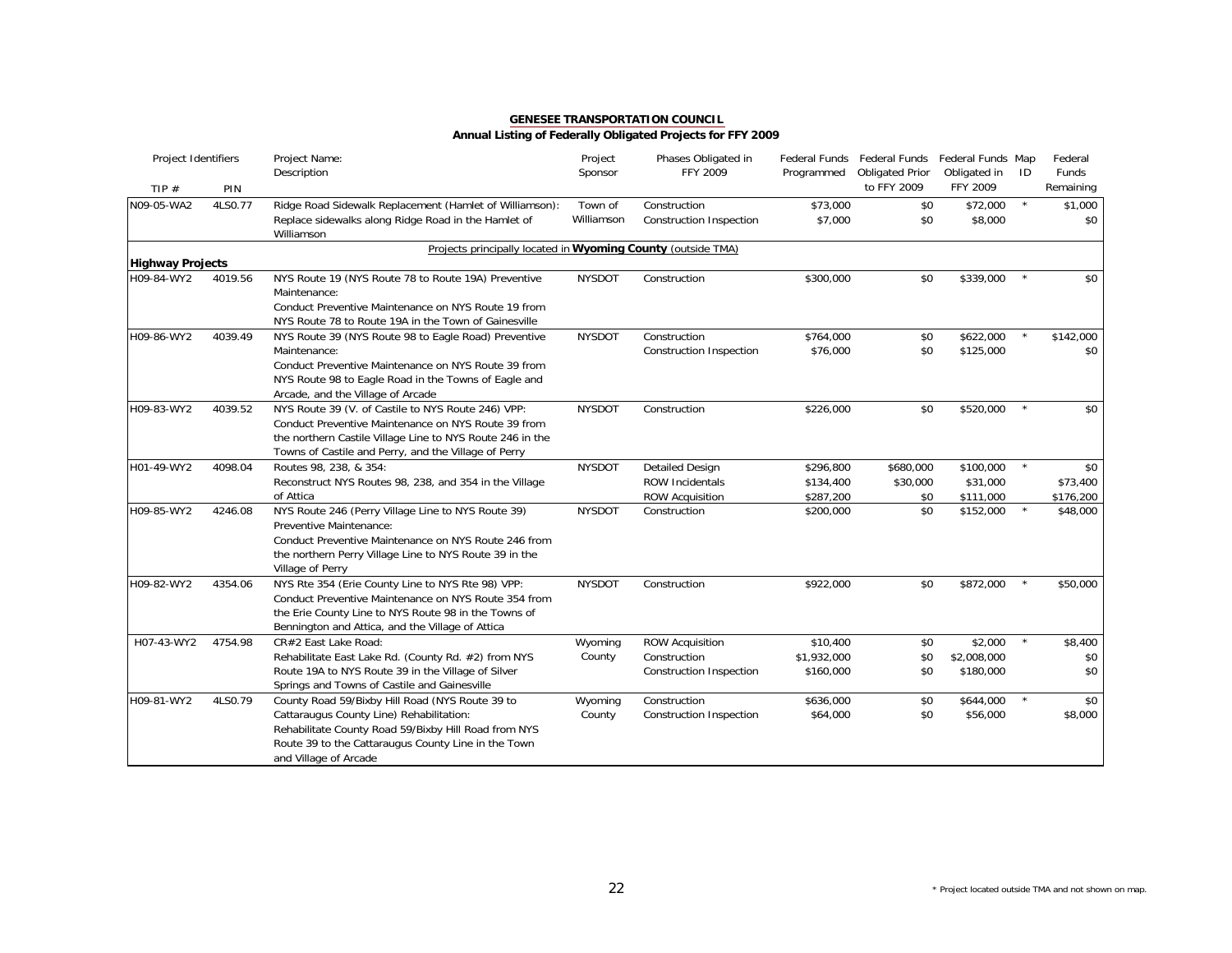## GENESEE TRANSPORTATION COUNCIL

### Annual Listing of Federally Obligated Projects for FFY 2009

| Project Identifiers TIP # | PIN | Project Name: Description | Project Sponsor | Phases Obligated in FFY 2009 | Federal Funds Programmed | Federal Funds Obligated Prior to FFY 2009 | Federal Funds Obligated in FFY 2009 | Map ID | Federal Funds Remaining |
|---|---|---|---|---|---|---|---|---|---|
| N09-05-WA2 | 4LS0.77 | Ridge Road Sidewalk Replacement (Hamlet of Williamson): Replace sidewalks along Ridge Road in the Hamlet of Williamson | Town of Williamson | Construction<br>Construction Inspection | $73,000<br>$7,000 | $0<br>$0 | $72,000<br>$8,000 | * | $1,000<br>$0 |
| | | Projects principally located in **Wyoming County** (outside TMA) | | | | | | | |
| **Highway Projects** | | | | | | | | | |
| H09-84-WY2 | 4019.56 | NYS Route 19 (NYS Route 78 to Route 19A) Preventive Maintenance: Conduct Preventive Maintenance on NYS Route 19 from NYS Route 78 to Route 19A in the Town of Gainesville | NYSDOT | Construction | $300,000 | $0 | $339,000 | * | $0 |
| H09-86-WY2 | 4039.49 | NYS Route 39 (NYS Route 98 to Eagle Road) Preventive Maintenance: Conduct Preventive Maintenance on NYS Route 39 from NYS Route 98 to Eagle Road in the Towns of Eagle and Arcade, and the Village of Arcade | NYSDOT | Construction<br>Construction Inspection | $764,000<br>$76,000 | $0<br>$0 | $622,000<br>$125,000 | * | $142,000<br>$0 |
| H09-83-WY2 | 4039.52 | NYS Route 39 (V. of Castile to NYS Route 246) VPP: Conduct Preventive Maintenance on NYS Route 39 from the northern Castile Village Line to NYS Route 246 in the Towns of Castile and Perry, and the Village of Perry | NYSDOT | Construction | $226,000 | $0 | $520,000 | * | $0 |
| H01-49-WY2 | 4098.04 | Routes 98, 238, & 354: Reconstruct NYS Routes 98, 238, and 354 in the Village of Attica | NYSDOT | Detailed Design<br>ROW Incidentals<br>ROW Acquisition | $296,800<br>$134,400<br>$287,200 | $680,000<br>$30,000<br>$0 | $100,000<br>$31,000<br>$111,000 | * | $0<br>$73,400<br>$176,200 |
| H09-85-WY2 | 4246.08 | NYS Route 246 (Perry Village Line to NYS Route 39) Preventive Maintenance: Conduct Preventive Maintenance on NYS Route 246 from the northern Perry Village Line to NYS Route 39 in the Village of Perry | NYSDOT | Construction | $200,000 | $0 | $152,000 | * | $48,000 |
| H09-82-WY2 | 4354.06 | NYS Rte 354 (Erie County Line to NYS Rte 98) VPP: Conduct Preventive Maintenance on NYS Route 354 from the Erie County Line to NYS Route 98 in the Towns of Bennington and Attica, and the Village of Attica | NYSDOT | Construction | $922,000 | $0 | $872,000 | * | $50,000 |
| H07-43-WY2 | 4754.98 | CR#2 East Lake Road: Rehabilitate East Lake Rd. (County Rd. #2) from NYS Route 19A to NYS Route 39 in the Village of Silver Springs and Towns of Castile and Gainesville | Wyoming County | ROW Acquisition<br>Construction<br>Construction Inspection | $10,400<br>$1,932,000<br>$160,000 | $0<br>$0<br>$0 | $2,000<br>$2,008,000<br>$180,000 | * | $8,400<br>$0<br>$0 |
| H09-81-WY2 | 4LS0.79 | County Road 59/Bixby Hill Road (NYS Route 39 to Cattaraugus County Line) Rehabilitation: Rehabilitate County Road 59/Bixby Hill Road from NYS Route 39 to the Cattaraugus County Line in the Town and Village of Arcade | Wyoming County | Construction<br>Construction Inspection | $636,000<br>$64,000 | $0<br>$0 | $644,000<br>$56,000 | * | $0<br>$8,000 |

\* Project located outside TMA and not shown on map.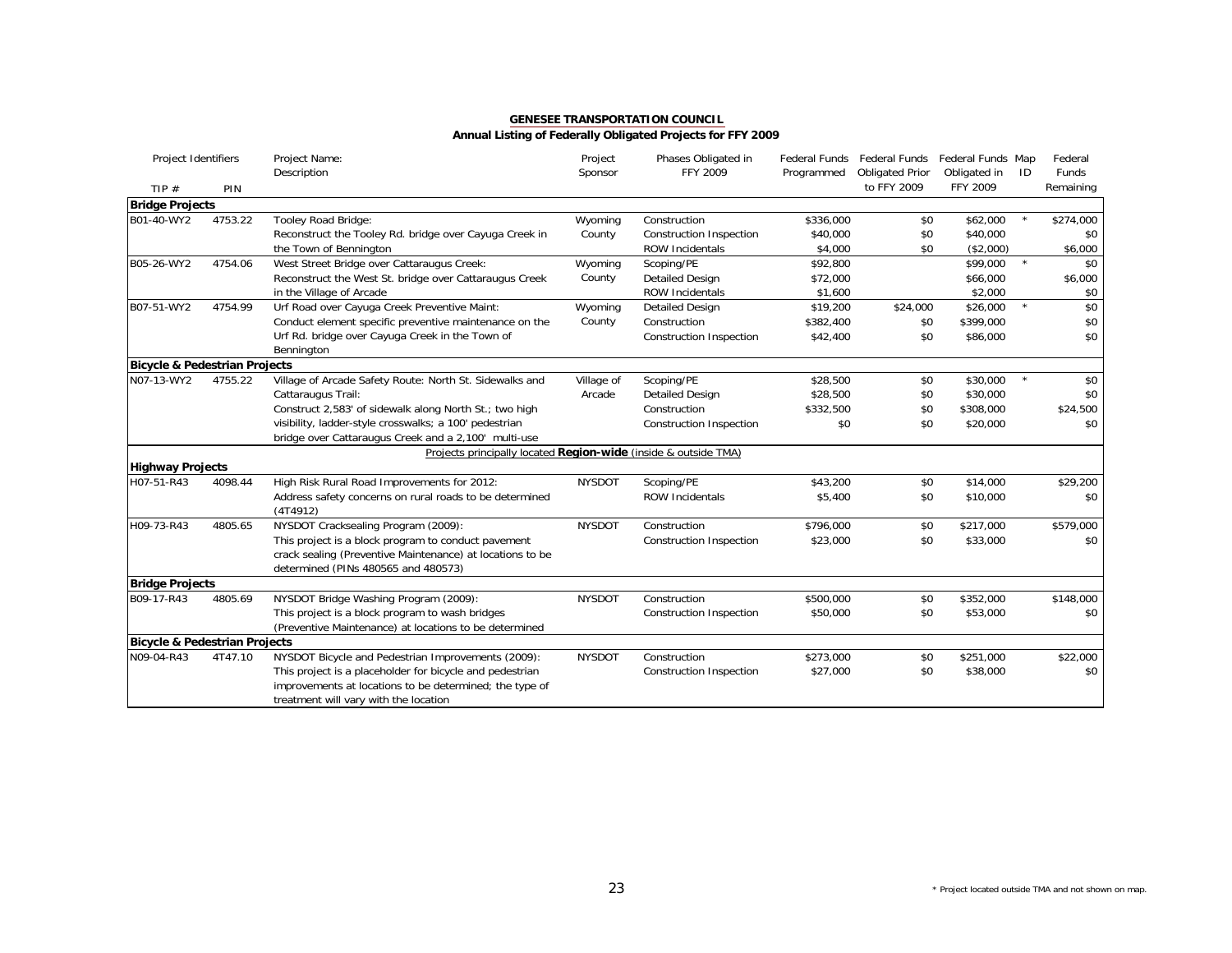**GENESEE TRANSPORTATION COUNCIL**
**Annual Listing of Federally Obligated Projects for FFY 2009**

| Project Identifiers TIP # | PIN | Project Name: Description | Project Sponsor | Phases Obligated in FFY 2009 | Federal Funds Programmed | Federal Funds Obligated Prior to FFY 2009 | Federal Funds Obligated in FFY 2009 | Map ID | Federal Funds Remaining |
|---|---|---|---|---|---|---|---|---|---|
| **Bridge Projects** | | | | | | | | | |
| B01-40-WY2 | 4753.22 | Tooley Road Bridge: Reconstruct the Tooley Rd. bridge over Cayuga Creek in the Town of Bennington | Wyoming County | Construction | $336,000 | $0 | $62,000 | * | $274,000 |
| | | | | Construction Inspection | $40,000 | $0 | $40,000 | | $0 |
| | | | | ROW Incidentals | $4,000 | $0 | ($2,000) | | $6,000 |
| B05-26-WY2 | 4754.06 | West Street Bridge over Cattaraugus Creek: Reconstruct the West St. bridge over Cattaraugus Creek in the Village of Arcade | Wyoming County | Scoping/PE | $92,800 | | $99,000 | * | $0 |
| | | | | Detailed Design | $72,000 | | $66,000 | | $6,000 |
| | | | | ROW Incidentals | $1,600 | | $2,000 | | $0 |
| B07-51-WY2 | 4754.99 | Urf Road over Cayuga Creek Preventive Maint: Conduct element specific preventive maintenance on the Urf Rd. bridge over Cayuga Creek in the Town of Bennington | Wyoming County | Detailed Design | $19,200 | $24,000 | $26,000 | * | $0 |
| | | | | Construction | $382,400 | $0 | $399,000 | | $0 |
| | | | | Construction Inspection | $42,400 | $0 | $86,000 | | $0 |
| **Bicycle & Pedestrian Projects** | | | | | | | | | |
| N07-13-WY2 | 4755.22 | Village of Arcade Safety Route: North St. Sidewalks and Cattaraugus Trail: Construct 2,583' of sidewalk along North St.; two high visibility, ladder-style crosswalks; a 100' pedestrian bridge over Cattaraugus Creek and a 2,100' multi-use | Village of Arcade | Scoping/PE | $28,500 | $0 | $30,000 | * | $0 |
| | | | | Detailed Design | $28,500 | $0 | $30,000 | | $0 |
| | | | | Construction | $332,500 | $0 | $308,000 | | $24,500 |
| | | | | Construction Inspection | $0 | $0 | $20,000 | | $0 |
| | | Projects principally located **Region-wide** (inside & outside TMA) | | | | | | | |
| **Highway Projects** | | | | | | | | | |
| H07-51-R43 | 4098.44 | High Risk Rural Road Improvements for 2012: Address safety concerns on rural roads to be determined (4T4912) | NYSDOT | Scoping/PE | $43,200 | $0 | $14,000 | | $29,200 |
| | | | | ROW Incidentals | $5,400 | $0 | $10,000 | | $0 |
| H09-73-R43 | 4805.65 | NYSDOT Cracksealing Program (2009): This project is a block program to conduct pavement crack sealing (Preventive Maintenance) at locations to be determined (PINs 480565 and 480573) | NYSDOT | Construction | $796,000 | $0 | $217,000 | | $579,000 |
| | | | | Construction Inspection | $23,000 | $0 | $33,000 | | $0 |
| **Bridge Projects** | | | | | | | | | |
| B09-17-R43 | 4805.69 | NYSDOT Bridge Washing Program (2009): This project is a block program to wash bridges (Preventive Maintenance) at locations to be determined | NYSDOT | Construction | $500,000 | $0 | $352,000 | | $148,000 |
| | | | | Construction Inspection | $50,000 | $0 | $53,000 | | $0 |
| **Bicycle & Pedestrian Projects** | | | | | | | | | |
| N09-04-R43 | 4T47.10 | NYSDOT Bicycle and Pedestrian Improvements (2009): This project is a placeholder for bicycle and pedestrian improvements at locations to be determined; the type of treatment will vary with the location | NYSDOT | Construction | $273,000 | $0 | $251,000 | | $22,000 |
| | | | | Construction Inspection | $27,000 | $0 | $38,000 | | $0 |

\* Project located outside TMA and not shown on map.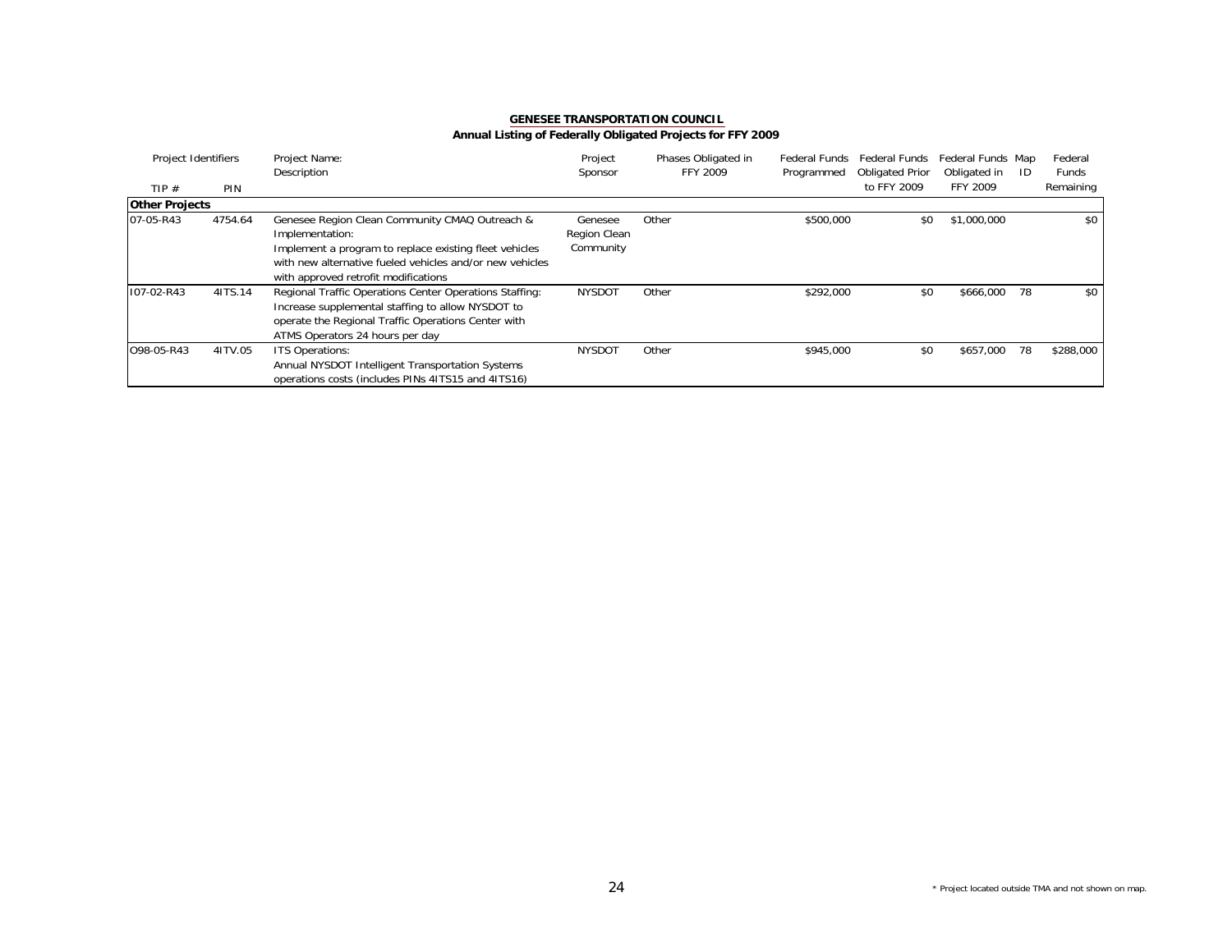**GENESEE TRANSPORTATION COUNCIL**

**Annual Listing of Federally Obligated Projects for FFY 2009**

| Project Identifiers TIP # | PIN | Project Name: Description | Project Sponsor | Phases Obligated in FFY 2009 | Federal Funds Programmed | Federal Funds Obligated Prior to FFY 2009 | Federal Funds Obligated in FFY 2009 | Map ID | Federal Funds Remaining |
|---|---|---|---|---|---|---|---|---|---|
| **Other Projects** | | | | | | | | | |
| 07-05-R43 | 4754.64 | Genesee Region Clean Community CMAQ Outreach & Implementation: Implement a program to replace existing fleet vehicles with new alternative fueled vehicles and/or new vehicles with approved retrofit modifications | Genesee Region Clean Community | Other | $500,000 | $0 | $1,000,000 | | $0 |
| I07-02-R43 | 4ITS.14 | Regional Traffic Operations Center Operations Staffing: Increase supplemental staffing to allow NYSDOT to operate the Regional Traffic Operations Center with ATMS Operators 24 hours per day | NYSDOT | Other | $292,000 | $0 | $666,000 | 78 | $0 |
| O98-05-R43 | 4ITV.05 | ITS Operations: Annual NYSDOT Intelligent Transportation Systems operations costs (includes PINs 4ITS15 and 4ITS16) | NYSDOT | Other | $945,000 | $0 | $657,000 | 78 | $288,000 |

\* Project located outside TMA and not shown on map.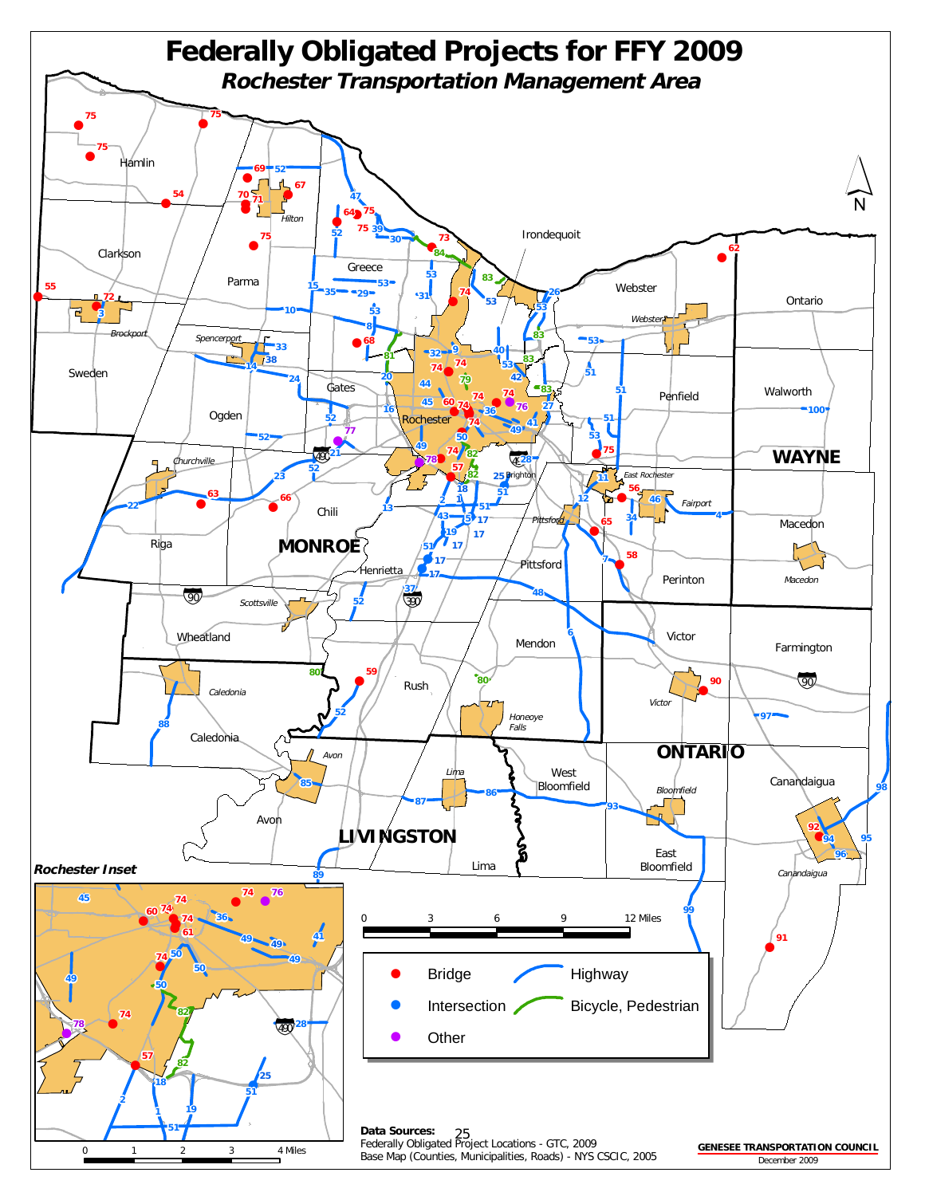# Federally Obligated Projects for FFY 2009

## *Rochester Transportation Management Area*

Rochester Inset

Bridge
Highway
Intersection
Bicycle, Pedestrian
Other

0 3 6 9 12 Miles

0 1 2 3 4 Miles

**Data Sources:**
Federally Obligated Project Locations - GTC, 2009
Base Map (Counties, Municipalities, Roads) - NYS CSCIC, 2005

**GENESEE TRANSPORTATION COUNCIL**
December 2009